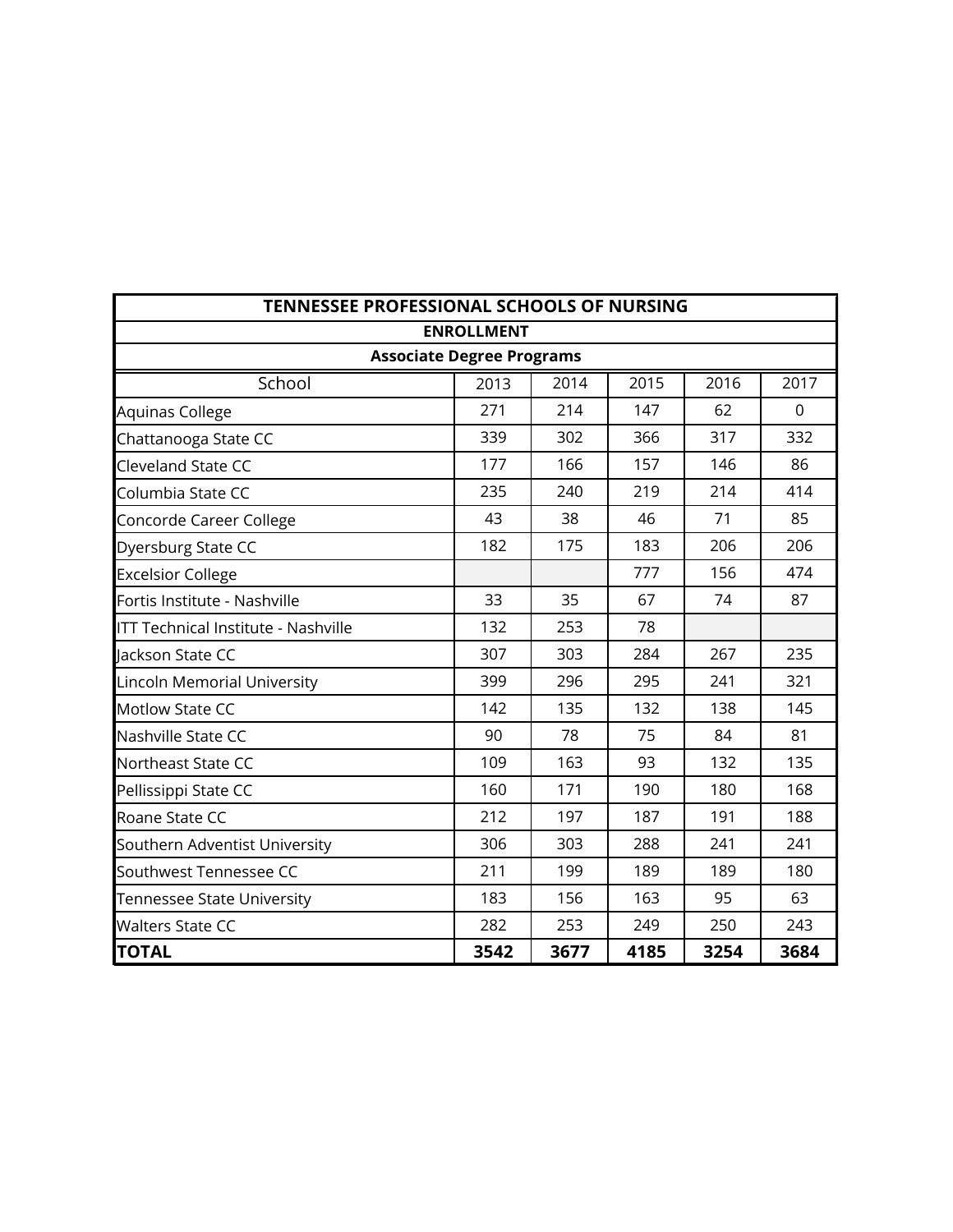| TENNESSEE PROFESSIONAL SCHOOLS OF NURSING | | | | | |
|---|---|---|---|---|---|
| **ENROLLMENT** | | | | | |
| **Associate Degree Programs** | | | | | |
| School | 2013 | 2014 | 2015 | 2016 | 2017 |
| Aquinas College | 271 | 214 | 147 | 62 | 0 |
| Chattanooga State CC | 339 | 302 | 366 | 317 | 332 |
| Cleveland State CC | 177 | 166 | 157 | 146 | 86 |
| Columbia State CC | 235 | 240 | 219 | 214 | 414 |
| Concorde Career College | 43 | 38 | 46 | 71 | 85 |
| Dyersburg State CC | 182 | 175 | 183 | 206 | 206 |
| Excelsior College | | | 777 | 156 | 474 |
| Fortis Institute - Nashville | 33 | 35 | 67 | 74 | 87 |
| ITT Technical Institute - Nashville | 132 | 253 | 78 | | |
| Jackson State CC | 307 | 303 | 284 | 267 | 235 |
| Lincoln Memorial University | 399 | 296 | 295 | 241 | 321 |
| Motlow State CC | 142 | 135 | 132 | 138 | 145 |
| Nashville State CC | 90 | 78 | 75 | 84 | 81 |
| Northeast State CC | 109 | 163 | 93 | 132 | 135 |
| Pellissippi State CC | 160 | 171 | 190 | 180 | 168 |
| Roane State CC | 212 | 197 | 187 | 191 | 188 |
| Southern Adventist University | 306 | 303 | 288 | 241 | 241 |
| Southwest Tennessee CC | 211 | 199 | 189 | 189 | 180 |
| Tennessee State University | 183 | 156 | 163 | 95 | 63 |
| Walters State CC | 282 | 253 | 249 | 250 | 243 |
| **TOTAL** | **3542** | **3677** | **4185** | **3254** | **3684** |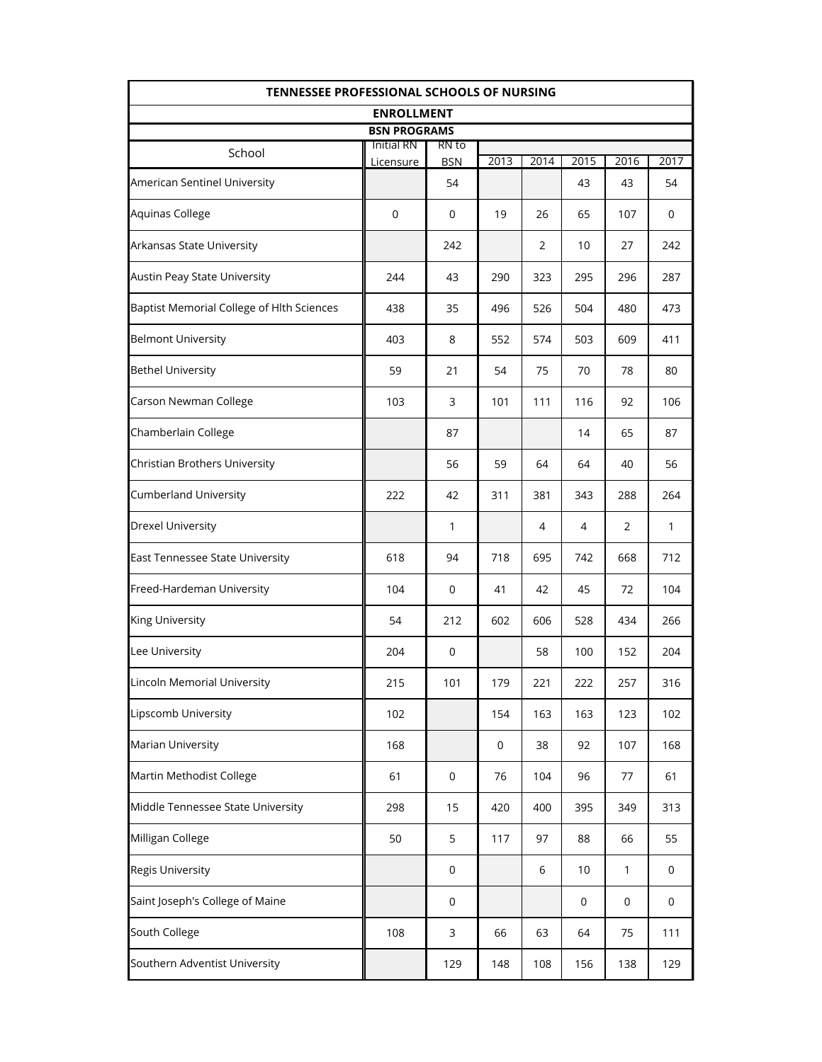## TENNESSEE PROFESSIONAL SCHOOLS OF NURSING

### ENROLLMENT

### BSN PROGRAMS

| School | Initial RN Licensure | RN to BSN | 2013 | 2014 | 2015 | 2016 | 2017 |
|---|---|---|---|---|---|---|---|
| American Sentinel University | | 54 | | | 43 | 43 | 54 |
| Aquinas College | 0 | 0 | 19 | 26 | 65 | 107 | 0 |
| Arkansas State University | | 242 | | 2 | 10 | 27 | 242 |
| Austin Peay State University | 244 | 43 | 290 | 323 | 295 | 296 | 287 |
| Baptist Memorial College of Hlth Sciences | 438 | 35 | 496 | 526 | 504 | 480 | 473 |
| Belmont University | 403 | 8 | 552 | 574 | 503 | 609 | 411 |
| Bethel University | 59 | 21 | 54 | 75 | 70 | 78 | 80 |
| Carson Newman College | 103 | 3 | 101 | 111 | 116 | 92 | 106 |
| Chamberlain College | | 87 | | | 14 | 65 | 87 |
| Christian Brothers University | | 56 | 59 | 64 | 64 | 40 | 56 |
| Cumberland University | 222 | 42 | 311 | 381 | 343 | 288 | 264 |
| Drexel University | | 1 | | 4 | 4 | 2 | 1 |
| East Tennessee State University | 618 | 94 | 718 | 695 | 742 | 668 | 712 |
| Freed-Hardeman University | 104 | 0 | 41 | 42 | 45 | 72 | 104 |
| King University | 54 | 212 | 602 | 606 | 528 | 434 | 266 |
| Lee University | 204 | 0 | | 58 | 100 | 152 | 204 |
| Lincoln Memorial University | 215 | 101 | 179 | 221 | 222 | 257 | 316 |
| Lipscomb University | 102 | | 154 | 163 | 163 | 123 | 102 |
| Marian University | 168 | | 0 | 38 | 92 | 107 | 168 |
| Martin Methodist College | 61 | 0 | 76 | 104 | 96 | 77 | 61 |
| Middle Tennessee State University | 298 | 15 | 420 | 400 | 395 | 349 | 313 |
| Milligan College | 50 | 5 | 117 | 97 | 88 | 66 | 55 |
| Regis University | | 0 | | 6 | 10 | 1 | 0 |
| Saint Joseph's College of Maine | | 0 | | | 0 | 0 | 0 |
| South College | 108 | 3 | 66 | 63 | 64 | 75 | 111 |
| Southern Adventist University | | 129 | 148 | 108 | 156 | 138 | 129 |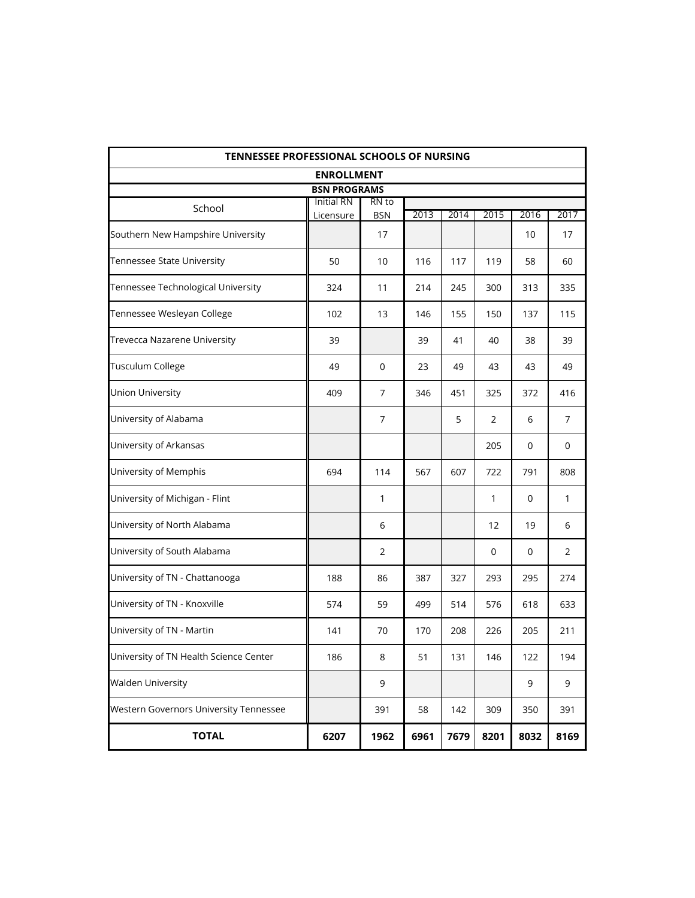## TENNESSEE PROFESSIONAL SCHOOLS OF NURSING

### ENROLLMENT

#### BSN PROGRAMS

| School | Initial RN Licensure | RN to BSN | 2013 | 2014 | 2015 | 2016 | 2017 |
|---|---|---|---|---|---|---|---|
| Southern New Hampshire University | | 17 | | | | 10 | 17 |
| Tennessee State University | 50 | 10 | 116 | 117 | 119 | 58 | 60 |
| Tennessee Technological University | 324 | 11 | 214 | 245 | 300 | 313 | 335 |
| Tennessee Wesleyan College | 102 | 13 | 146 | 155 | 150 | 137 | 115 |
| Trevecca Nazarene University | 39 | | 39 | 41 | 40 | 38 | 39 |
| Tusculum College | 49 | 0 | 23 | 49 | 43 | 43 | 49 |
| Union University | 409 | 7 | 346 | 451 | 325 | 372 | 416 |
| University of Alabama | | 7 | | 5 | 2 | 6 | 7 |
| University of Arkansas | | | | | 205 | 0 | 0 |
| University of Memphis | 694 | 114 | 567 | 607 | 722 | 791 | 808 |
| University of Michigan - Flint | | 1 | | | 1 | 0 | 1 |
| University of North Alabama | | 6 | | | 12 | 19 | 6 |
| University of South Alabama | | 2 | | | 0 | 0 | 2 |
| University of TN - Chattanooga | 188 | 86 | 387 | 327 | 293 | 295 | 274 |
| University of TN - Knoxville | 574 | 59 | 499 | 514 | 576 | 618 | 633 |
| University of TN - Martin | 141 | 70 | 170 | 208 | 226 | 205 | 211 |
| University of TN Health Science Center | 186 | 8 | 51 | 131 | 146 | 122 | 194 |
| Walden University | | 9 | | | | 9 | 9 |
| Western Governors University Tennessee | | 391 | 58 | 142 | 309 | 350 | 391 |
| **TOTAL** | **6207** | **1962** | **6961** | **7679** | **8201** | **8032** | **8169** |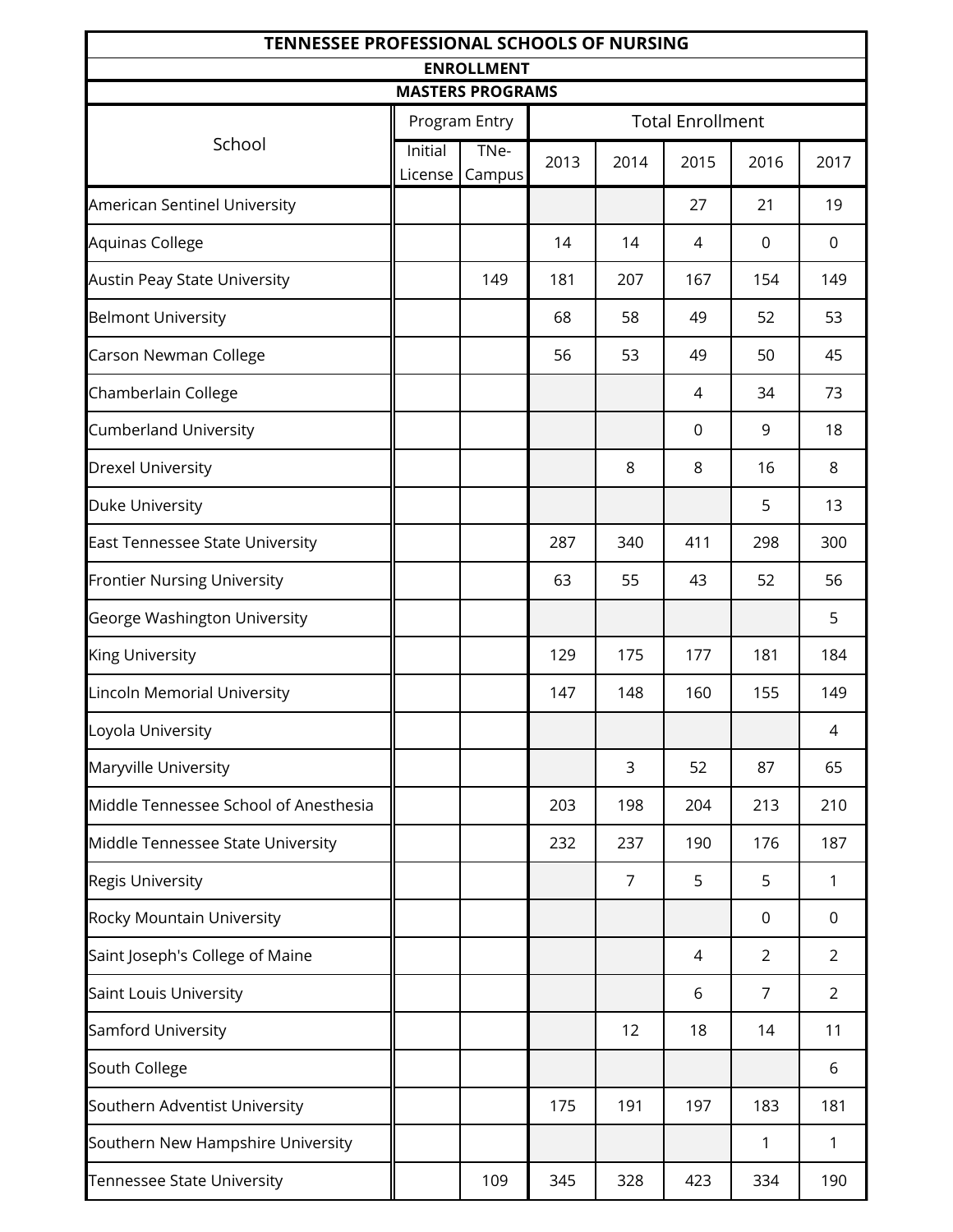| TENNESSEE PROFESSIONAL SCHOOLS OF NURSING | | | | | | | |
|---|---|---|---|---|---|---|---|
| ENROLLMENT | | | | | | | |
| MASTERS PROGRAMS | | | | | | | |
| School | Program Entry | | Total Enrollment | | | | |
| | Initial License | TNe-Campus | 2013 | 2014 | 2015 | 2016 | 2017 |
| American Sentinel University | | | | | 27 | 21 | 19 |
| Aquinas College | | | 14 | 14 | 4 | 0 | 0 |
| Austin Peay State University | | 149 | 181 | 207 | 167 | 154 | 149 |
| Belmont University | | | 68 | 58 | 49 | 52 | 53 |
| Carson Newman College | | | 56 | 53 | 49 | 50 | 45 |
| Chamberlain College | | | | | 4 | 34 | 73 |
| Cumberland University | | | | | 0 | 9 | 18 |
| Drexel University | | | | 8 | 8 | 16 | 8 |
| Duke University | | | | | | 5 | 13 |
| East Tennessee State University | | | 287 | 340 | 411 | 298 | 300 |
| Frontier Nursing University | | | 63 | 55 | 43 | 52 | 56 |
| George Washington University | | | | | | | 5 |
| King University | | | 129 | 175 | 177 | 181 | 184 |
| Lincoln Memorial University | | | 147 | 148 | 160 | 155 | 149 |
| Loyola University | | | | | | | 4 |
| Maryville University | | | | 3 | 52 | 87 | 65 |
| Middle Tennessee School of Anesthesia | | | 203 | 198 | 204 | 213 | 210 |
| Middle Tennessee State University | | | 232 | 237 | 190 | 176 | 187 |
| Regis University | | | | 7 | 5 | 5 | 1 |
| Rocky Mountain University | | | | | | 0 | 0 |
| Saint Joseph's College of Maine | | | | | 4 | 2 | 2 |
| Saint Louis University | | | | | 6 | 7 | 2 |
| Samford University | | | | 12 | 18 | 14 | 11 |
| South College | | | | | | | 6 |
| Southern Adventist University | | | 175 | 191 | 197 | 183 | 181 |
| Southern New Hampshire University | | | | | | 1 | 1 |
| Tennessee State University | | 109 | 345 | 328 | 423 | 334 | 190 |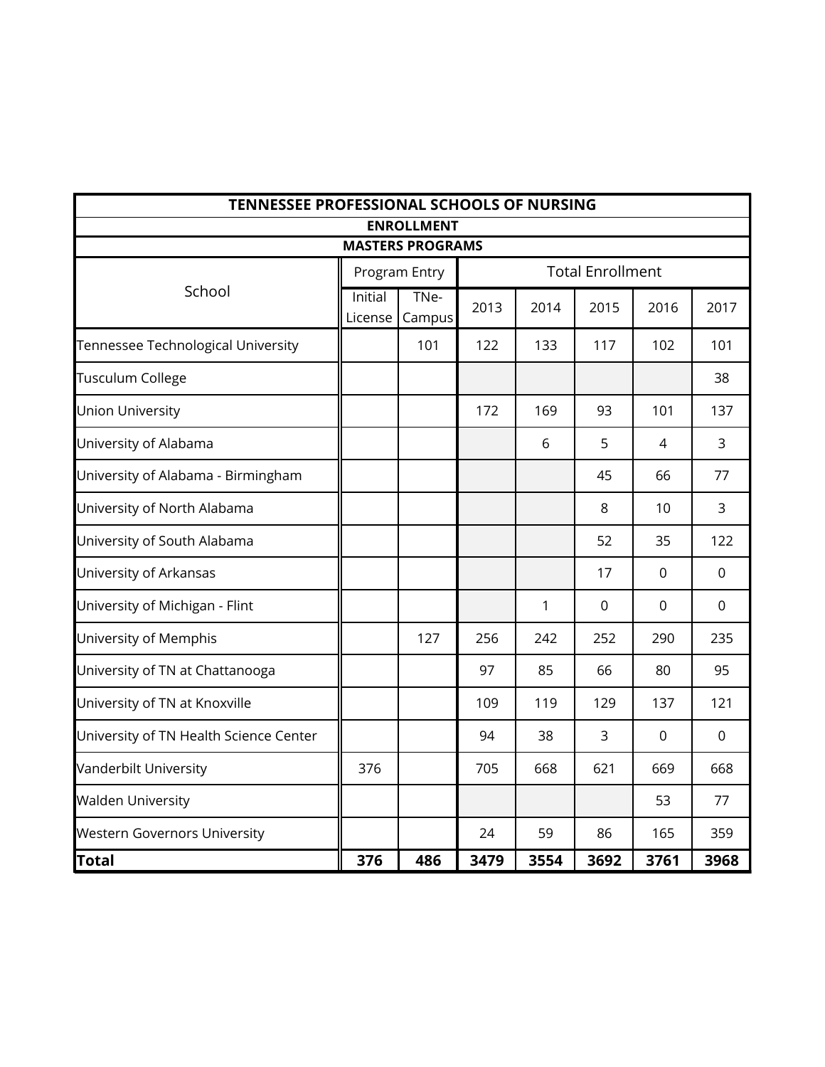| TENNESSEE PROFESSIONAL SCHOOLS OF NURSING | | | | | | | |
|---|---|---|---|---|---|---|---|
| **ENROLLMENT** | | | | | | | |
| **MASTERS PROGRAMS** | | | | | | | |
| School | Program Entry | | Total Enrollment | | | | |
| | Initial License | TNe-Campus | 2013 | 2014 | 2015 | 2016 | 2017 |
| Tennessee Technological University | | 101 | 122 | 133 | 117 | 102 | 101 |
| Tusculum College | | | | | | | 38 |
| Union University | | | 172 | 169 | 93 | 101 | 137 |
| University of Alabama | | | | 6 | 5 | 4 | 3 |
| University of Alabama - Birmingham | | | | | 45 | 66 | 77 |
| University of North Alabama | | | | | 8 | 10 | 3 |
| University of South Alabama | | | | | 52 | 35 | 122 |
| University of Arkansas | | | | | 17 | 0 | 0 |
| University of Michigan - Flint | | | | 1 | 0 | 0 | 0 |
| University of Memphis | | 127 | 256 | 242 | 252 | 290 | 235 |
| University of TN at Chattanooga | | | 97 | 85 | 66 | 80 | 95 |
| University of TN at Knoxville | | | 109 | 119 | 129 | 137 | 121 |
| University of TN Health Science Center | | | 94 | 38 | 3 | 0 | 0 |
| Vanderbilt University | 376 | | 705 | 668 | 621 | 669 | 668 |
| Walden University | | | | | | 53 | 77 |
| Western Governors University | | | 24 | 59 | 86 | 165 | 359 |
| **Total** | **376** | **486** | **3479** | **3554** | **3692** | **3761** | **3968** |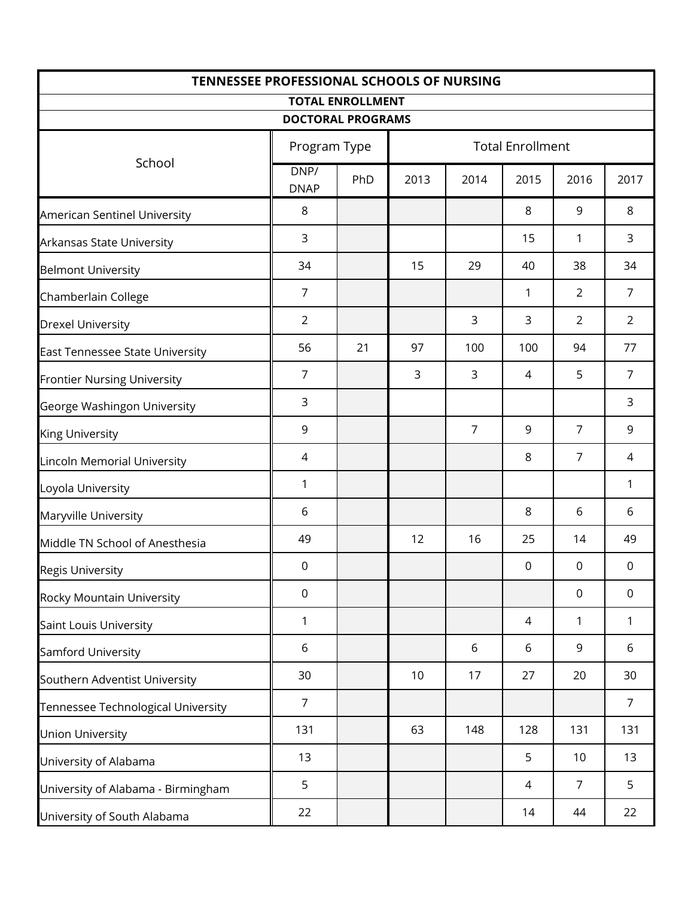| TENNESSEE PROFESSIONAL SCHOOLS OF NURSING | | | | | | | |
|---|---|---|---|---|---|---|---|
| TOTAL ENROLLMENT | | | | | | | |
| DOCTORAL PROGRAMS | | | | | | | |
| School | Program Type | | Total Enrollment | | | | |
| | DNP/ DNAP | PhD | 2013 | 2014 | 2015 | 2016 | 2017 |
| American Sentinel University | 8 | | | | 8 | 9 | 8 |
| Arkansas State University | 3 | | | | 15 | 1 | 3 |
| Belmont University | 34 | | 15 | 29 | 40 | 38 | 34 |
| Chamberlain College | 7 | | | | 1 | 2 | 7 |
| Drexel University | 2 | | | 3 | 3 | 2 | 2 |
| East Tennessee State University | 56 | 21 | 97 | 100 | 100 | 94 | 77 |
| Frontier Nursing University | 7 | | 3 | 3 | 4 | 5 | 7 |
| George Washingon University | 3 | | | | | | 3 |
| King University | 9 | | | 7 | 9 | 7 | 9 |
| Lincoln Memorial University | 4 | | | | 8 | 7 | 4 |
| Loyola University | 1 | | | | | | 1 |
| Maryville University | 6 | | | | 8 | 6 | 6 |
| Middle TN School of Anesthesia | 49 | | 12 | 16 | 25 | 14 | 49 |
| Regis University | 0 | | | | 0 | 0 | 0 |
| Rocky Mountain University | 0 | | | | | 0 | 0 |
| Saint Louis University | 1 | | | | 4 | 1 | 1 |
| Samford University | 6 | | | 6 | 6 | 9 | 6 |
| Southern Adventist University | 30 | | 10 | 17 | 27 | 20 | 30 |
| Tennessee Technological University | 7 | | | | | | 7 |
| Union University | 131 | | 63 | 148 | 128 | 131 | 131 |
| University of Alabama | 13 | | | | 5 | 10 | 13 |
| University of Alabama - Birmingham | 5 | | | | 4 | 7 | 5 |
| University of South Alabama | 22 | | | | 14 | 44 | 22 |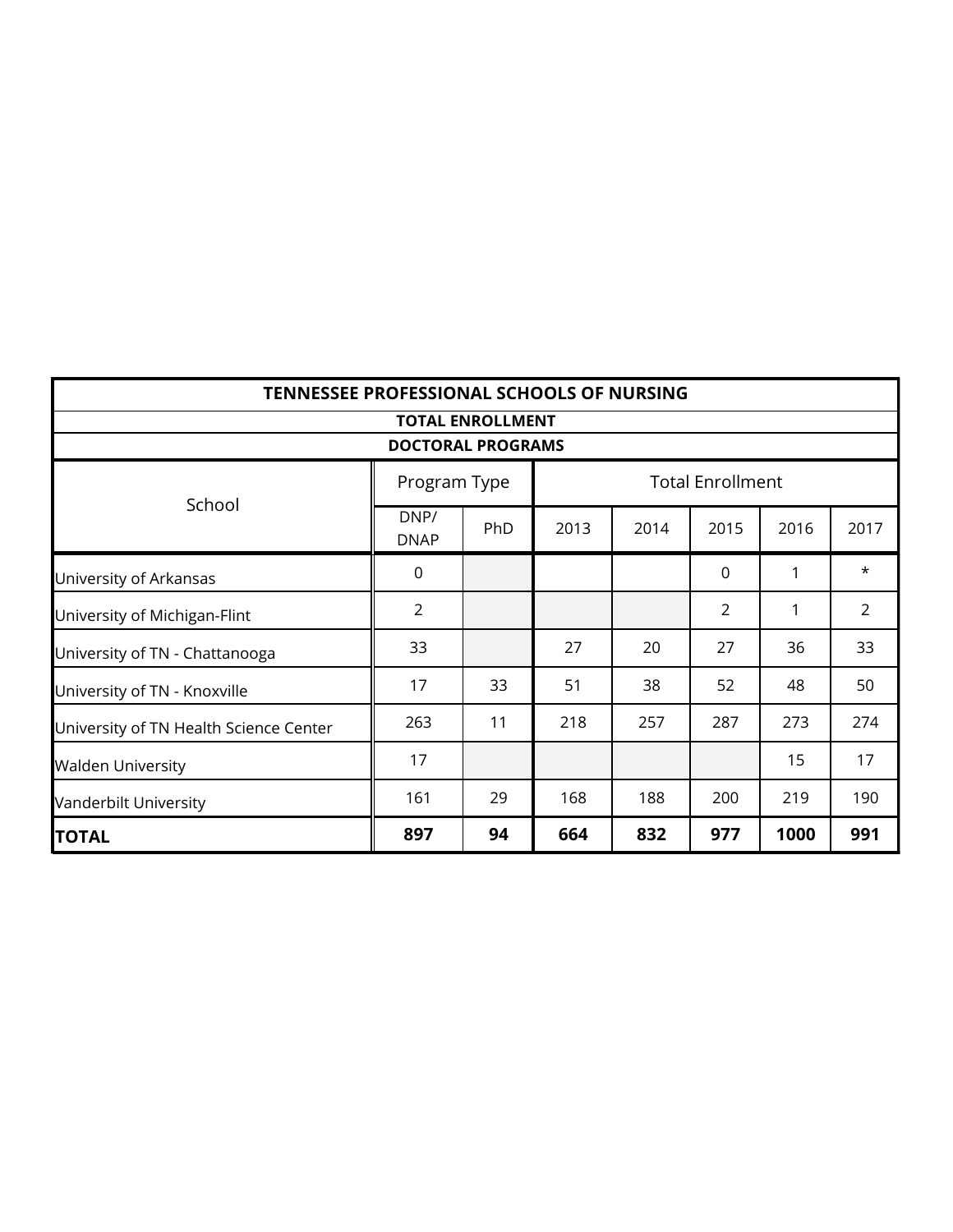| TENNESSEE PROFESSIONAL SCHOOLS OF NURSING | | | | | | | |
|---|---|---|---|---|---|---|---|
| TOTAL ENROLLMENT | | | | | | | |
| DOCTORAL PROGRAMS | | | | | | | |
| School | Program Type | | Total Enrollment | | | | |
| | DNP/ DNAP | PhD | 2013 | 2014 | 2015 | 2016 | 2017 |
| University of Arkansas | 0 | | | | 0 | 1 | * |
| University of Michigan-Flint | 2 | | | | 2 | 1 | 2 |
| University of TN - Chattanooga | 33 | | 27 | 20 | 27 | 36 | 33 |
| University of TN - Knoxville | 17 | 33 | 51 | 38 | 52 | 48 | 50 |
| University of TN Health Science Center | 263 | 11 | 218 | 257 | 287 | 273 | 274 |
| Walden University | 17 | | | | | 15 | 17 |
| Vanderbilt University | 161 | 29 | 168 | 188 | 200 | 219 | 190 |
| **TOTAL** | **897** | **94** | **664** | **832** | **977** | **1000** | **991** |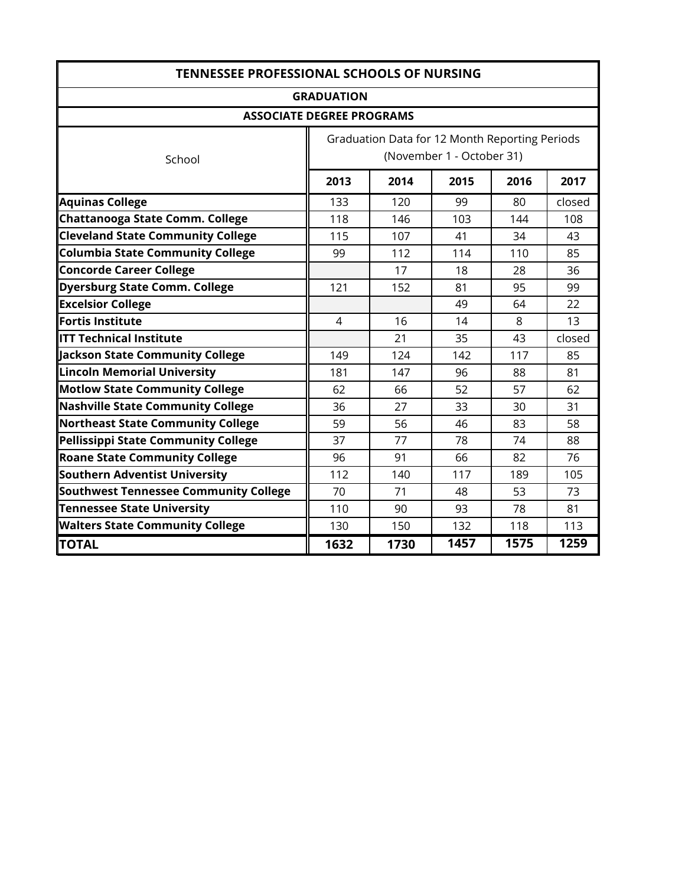# TENNESSEE PROFESSIONAL SCHOOLS OF NURSING

## GRADUATION

### ASSOCIATE DEGREE PROGRAMS

| School | Graduation Data for 12 Month Reporting Periods (November 1 - October 31) | | | | |
|---|---|---|---|---|---|
| | **2013** | **2014** | **2015** | **2016** | **2017** |
| **Aquinas College** | 133 | 120 | 99 | 80 | closed |
| **Chattanooga State Comm. College** | 118 | 146 | 103 | 144 | 108 |
| **Cleveland State Community College** | 115 | 107 | 41 | 34 | 43 |
| **Columbia State Community College** | 99 | 112 | 114 | 110 | 85 |
| **Concorde Career College** | | 17 | 18 | 28 | 36 |
| **Dyersburg State Comm. College** | 121 | 152 | 81 | 95 | 99 |
| **Excelsior College** | | | 49 | 64 | 22 |
| **Fortis Institute** | 4 | 16 | 14 | 8 | 13 |
| **ITT Technical Institute** | | 21 | 35 | 43 | closed |
| **Jackson State Community College** | 149 | 124 | 142 | 117 | 85 |
| **Lincoln Memorial University** | 181 | 147 | 96 | 88 | 81 |
| **Motlow State Community College** | 62 | 66 | 52 | 57 | 62 |
| **Nashville State Community College** | 36 | 27 | 33 | 30 | 31 |
| **Northeast State Community College** | 59 | 56 | 46 | 83 | 58 |
| **Pellissippi State Community College** | 37 | 77 | 78 | 74 | 88 |
| **Roane State Community College** | 96 | 91 | 66 | 82 | 76 |
| **Southern Adventist University** | 112 | 140 | 117 | 189 | 105 |
| **Southwest Tennessee Community College** | 70 | 71 | 48 | 53 | 73 |
| **Tennessee State University** | 110 | 90 | 93 | 78 | 81 |
| **Walters State Community College** | 130 | 150 | 132 | 118 | 113 |
| **TOTAL** | **1632** | **1730** | **1457** | **1575** | **1259** |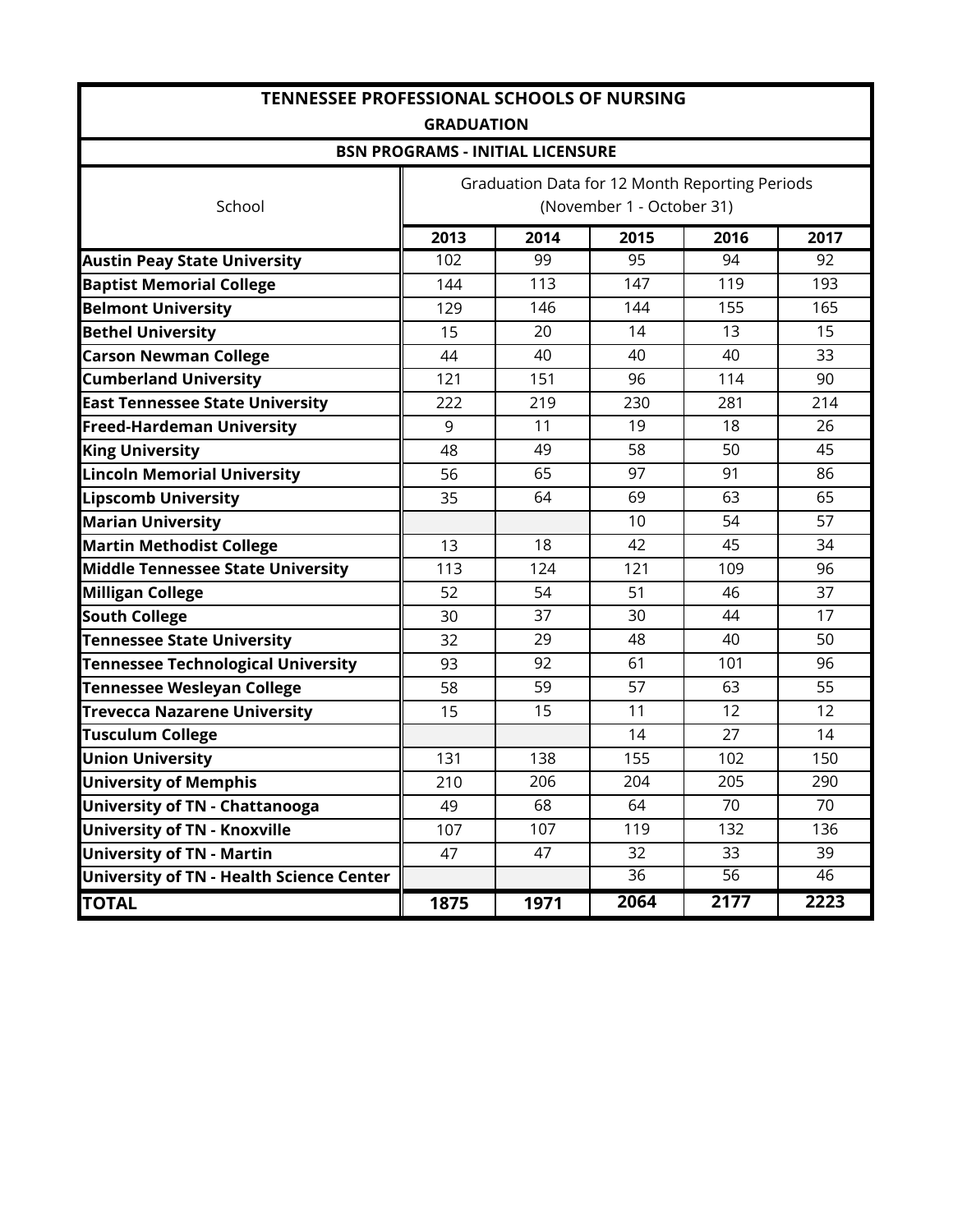# TENNESSEE PROFESSIONAL SCHOOLS OF NURSING

## GRADUATION

### BSN PROGRAMS - INITIAL LICENSURE

| School | Graduation Data for 12 Month Reporting Periods (November 1 - October 31) | | | | |
|---|---|---|---|---|---|
| | **2013** | **2014** | **2015** | **2016** | **2017** |
| **Austin Peay State University** | 102 | 99 | 95 | 94 | 92 |
| **Baptist Memorial College** | 144 | 113 | 147 | 119 | 193 |
| **Belmont University** | 129 | 146 | 144 | 155 | 165 |
| **Bethel University** | 15 | 20 | 14 | 13 | 15 |
| **Carson Newman College** | 44 | 40 | 40 | 40 | 33 |
| **Cumberland University** | 121 | 151 | 96 | 114 | 90 |
| **East Tennessee State University** | 222 | 219 | 230 | 281 | 214 |
| **Freed-Hardeman University** | 9 | 11 | 19 | 18 | 26 |
| **King University** | 48 | 49 | 58 | 50 | 45 |
| **Lincoln Memorial University** | 56 | 65 | 97 | 91 | 86 |
| **Lipscomb University** | 35 | 64 | 69 | 63 | 65 |
| **Marian University** | | | 10 | 54 | 57 |
| **Martin Methodist College** | 13 | 18 | 42 | 45 | 34 |
| **Middle Tennessee State University** | 113 | 124 | 121 | 109 | 96 |
| **Milligan College** | 52 | 54 | 51 | 46 | 37 |
| **South College** | 30 | 37 | 30 | 44 | 17 |
| **Tennessee State University** | 32 | 29 | 48 | 40 | 50 |
| **Tennessee Technological University** | 93 | 92 | 61 | 101 | 96 |
| **Tennessee Wesleyan College** | 58 | 59 | 57 | 63 | 55 |
| **Trevecca Nazarene University** | 15 | 15 | 11 | 12 | 12 |
| **Tusculum College** | | | 14 | 27 | 14 |
| **Union University** | 131 | 138 | 155 | 102 | 150 |
| **University of Memphis** | 210 | 206 | 204 | 205 | 290 |
| **University of TN - Chattanooga** | 49 | 68 | 64 | 70 | 70 |
| **University of TN - Knoxville** | 107 | 107 | 119 | 132 | 136 |
| **University of TN - Martin** | 47 | 47 | 32 | 33 | 39 |
| **University of TN - Health Science Center** | | | 36 | 56 | 46 |
| **TOTAL** | **1875** | **1971** | **2064** | **2177** | **2223** |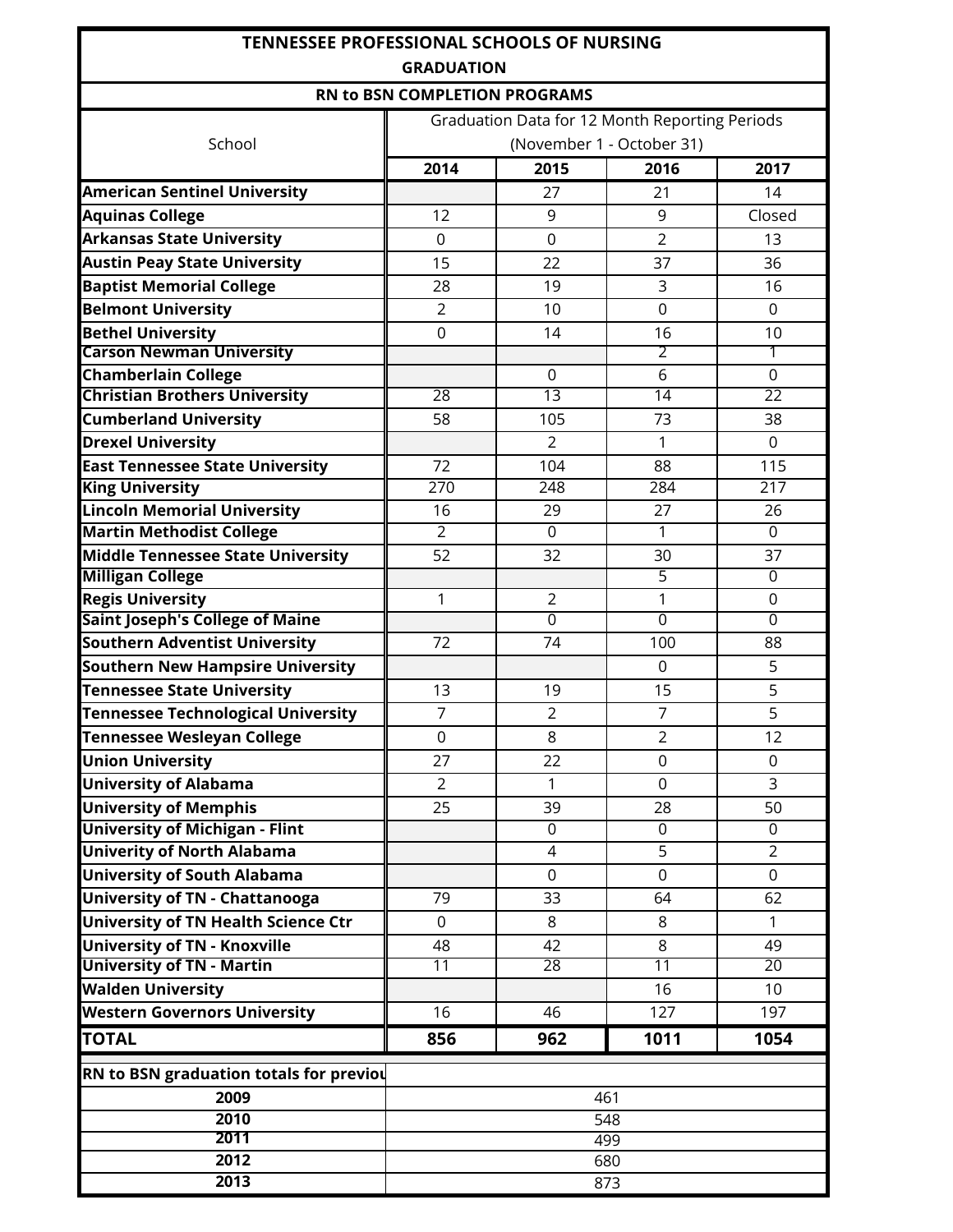# TENNESSEE PROFESSIONAL SCHOOLS OF NURSING

## GRADUATION

### RN to BSN COMPLETION PROGRAMS

| School | Graduation Data for 12 Month Reporting Periods (November 1 - October 31) | | | |
|---|---|---|---|---|
| | **2014** | **2015** | **2016** | **2017** |
| **American Sentinel University** | | 27 | 21 | 14 |
| **Aquinas College** | 12 | 9 | 9 | Closed |
| **Arkansas State University** | 0 | 0 | 2 | 13 |
| **Austin Peay State University** | 15 | 22 | 37 | 36 |
| **Baptist Memorial College** | 28 | 19 | 3 | 16 |
| **Belmont University** | 2 | 10 | 0 | 0 |
| **Bethel University** | 0 | 14 | 16 | 10 |
| **Carson Newman University** | | | 2 | 1 |
| **Chamberlain College** | | 0 | 6 | 0 |
| **Christian Brothers University** | 28 | 13 | 14 | 22 |
| **Cumberland University** | 58 | 105 | 73 | 38 |
| **Drexel University** | | 2 | 1 | 0 |
| **East Tennessee State University** | 72 | 104 | 88 | 115 |
| **King University** | 270 | 248 | 284 | 217 |
| **Lincoln Memorial University** | 16 | 29 | 27 | 26 |
| **Martin Methodist College** | 2 | 0 | 1 | 0 |
| **Middle Tennessee State University** | 52 | 32 | 30 | 37 |
| **Milligan College** | | | 5 | 0 |
| **Regis University** | 1 | 2 | 1 | 0 |
| **Saint Joseph's College of Maine** | | 0 | 0 | 0 |
| **Southern Adventist University** | 72 | 74 | 100 | 88 |
| **Southern New Hampsire University** | | | 0 | 5 |
| **Tennessee State University** | 13 | 19 | 15 | 5 |
| **Tennessee Technological University** | 7 | 2 | 7 | 5 |
| **Tennessee Wesleyan College** | 0 | 8 | 2 | 12 |
| **Union University** | 27 | 22 | 0 | 0 |
| **University of Alabama** | 2 | 1 | 0 | 3 |
| **University of Memphis** | 25 | 39 | 28 | 50 |
| **University of Michigan - Flint** | | 0 | 0 | 0 |
| **Univerity of North Alabama** | | 4 | 5 | 2 |
| **University of South Alabama** | | 0 | 0 | 0 |
| **University of TN - Chattanooga** | 79 | 33 | 64 | 62 |
| **University of TN Health Science Ctr** | 0 | 8 | 8 | 1 |
| **University of TN - Knoxville** | 48 | 42 | 8 | 49 |
| **University of TN - Martin** | 11 | 28 | 11 | 20 |
| **Walden University** | | | 16 | 10 |
| **Western Governors University** | 16 | 46 | 127 | 197 |
| **TOTAL** | **856** | **962** | **1011** | **1054** |

| **RN to BSN graduation totals for previou** | |
|---|---|
| **2009** | 461 |
| **2010** | 548 |
| **2011** | 499 |
| **2012** | 680 |
| **2013** | 873 |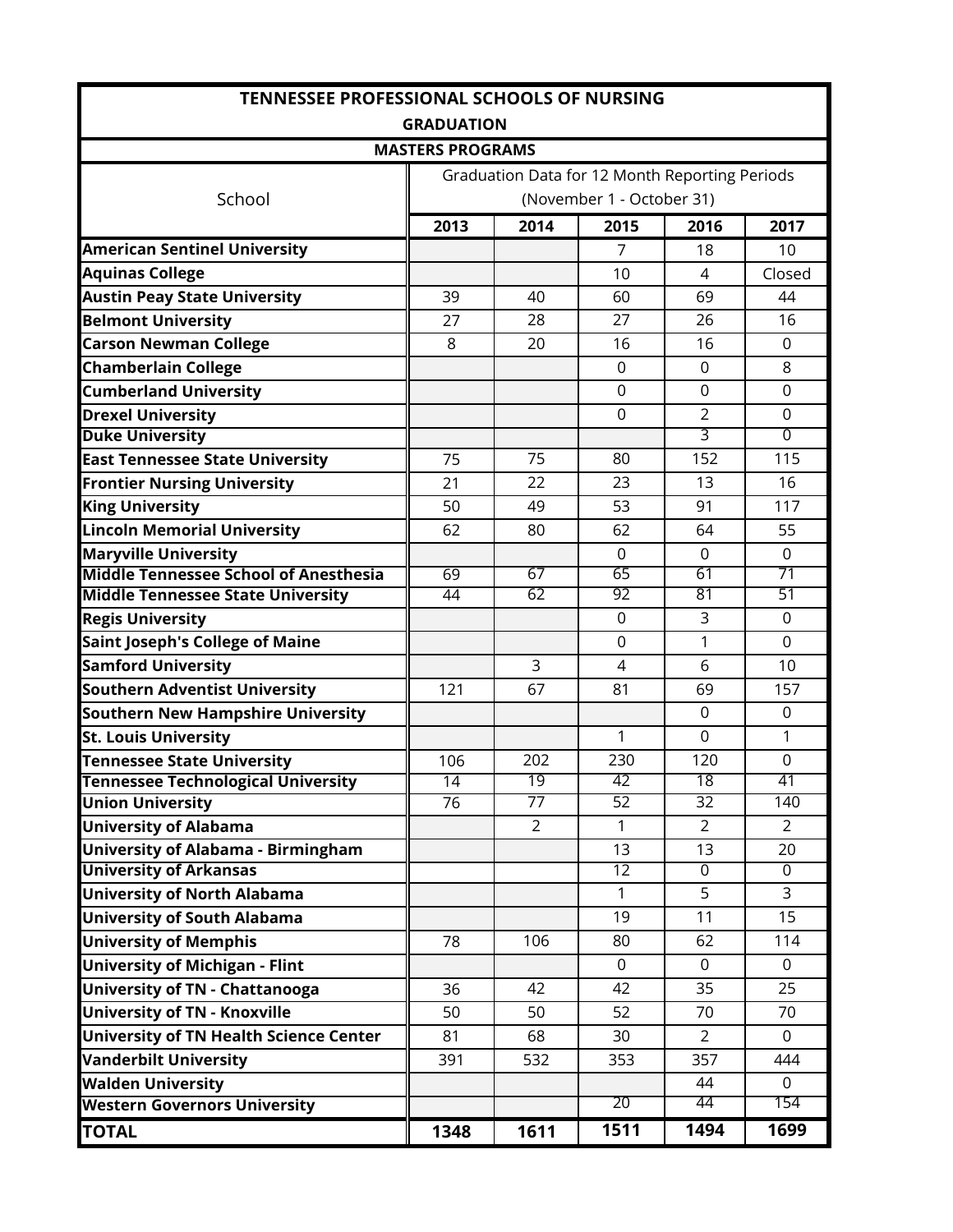# TENNESSEE PROFESSIONAL SCHOOLS OF NURSING

## GRADUATION

### MASTERS PROGRAMS

| School | Graduation Data for 12 Month Reporting Periods (November 1 - October 31) | | | | |
|---|---|---|---|---|---|
| | **2013** | **2014** | **2015** | **2016** | **2017** |
| **American Sentinel University** | | | 7 | 18 | 10 |
| **Aquinas College** | | | 10 | 4 | Closed |
| **Austin Peay State University** | 39 | 40 | 60 | 69 | 44 |
| **Belmont University** | 27 | 28 | 27 | 26 | 16 |
| **Carson Newman College** | 8 | 20 | 16 | 16 | 0 |
| **Chamberlain College** | | | 0 | 0 | 8 |
| **Cumberland University** | | | 0 | 0 | 0 |
| **Drexel University** | | | 0 | 2 | 0 |
| **Duke University** | | | | 3 | 0 |
| **East Tennessee State University** | 75 | 75 | 80 | 152 | 115 |
| **Frontier Nursing University** | 21 | 22 | 23 | 13 | 16 |
| **King University** | 50 | 49 | 53 | 91 | 117 |
| **Lincoln Memorial University** | 62 | 80 | 62 | 64 | 55 |
| **Maryville University** | | | 0 | 0 | 0 |
| **Middle Tennessee School of Anesthesia** | 69 | 67 | 65 | 61 | 71 |
| **Middle Tennessee State University** | 44 | 62 | 92 | 81 | 51 |
| **Regis University** | | | 0 | 3 | 0 |
| **Saint Joseph's College of Maine** | | | 0 | 1 | 0 |
| **Samford University** | | 3 | 4 | 6 | 10 |
| **Southern Adventist University** | 121 | 67 | 81 | 69 | 157 |
| **Southern New Hampshire University** | | | | 0 | 0 |
| **St. Louis University** | | | 1 | 0 | 1 |
| **Tennessee State University** | 106 | 202 | 230 | 120 | 0 |
| **Tennessee Technological University** | 14 | 19 | 42 | 18 | 41 |
| **Union University** | 76 | 77 | 52 | 32 | 140 |
| **University of Alabama** | | 2 | 1 | 2 | 2 |
| **University of Alabama - Birmingham** | | | 13 | 13 | 20 |
| **University of Arkansas** | | | 12 | 0 | 0 |
| **University of North Alabama** | | | 1 | 5 | 3 |
| **University of South Alabama** | | | 19 | 11 | 15 |
| **University of Memphis** | 78 | 106 | 80 | 62 | 114 |
| **University of Michigan - Flint** | | | 0 | 0 | 0 |
| **University of TN - Chattanooga** | 36 | 42 | 42 | 35 | 25 |
| **University of TN - Knoxville** | 50 | 50 | 52 | 70 | 70 |
| **University of TN Health Science Center** | 81 | 68 | 30 | 2 | 0 |
| **Vanderbilt University** | 391 | 532 | 353 | 357 | 444 |
| **Walden University** | | | | 44 | 0 |
| **Western Governors University** | | | 20 | 44 | 154 |
| **TOTAL** | **1348** | **1611** | **1511** | **1494** | **1699** |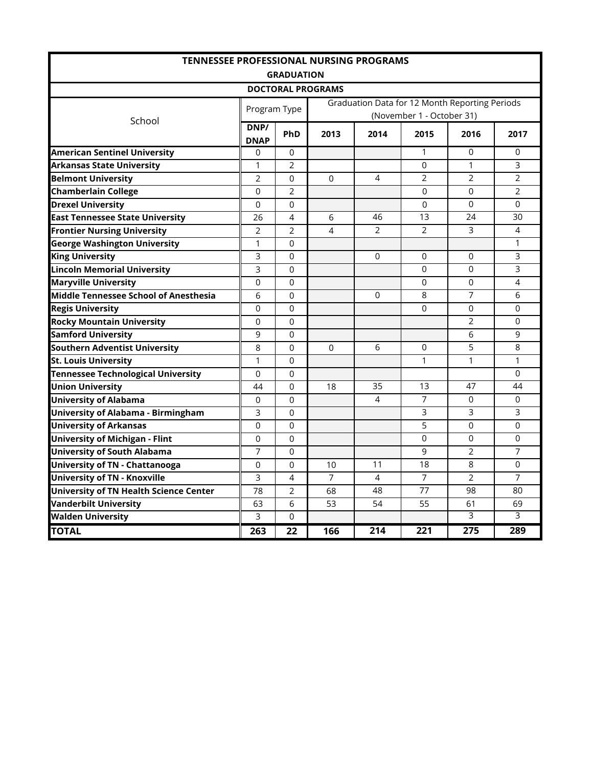| TENNESSEE PROFESSIONAL NURSING PROGRAMS | | | | | | | |
|---|---|---|---|---|---|---|---|
| GRADUATION | | | | | | | |
| DOCTORAL PROGRAMS | | | | | | | |
| School | Program Type | | Graduation Data for 12 Month Reporting Periods (November 1 - October 31) | | | | |
| | DNP/ DNAP | PhD | 2013 | 2014 | 2015 | 2016 | 2017 |
| **American Sentinel University** | 0 | 0 | | | 1 | 0 | 0 |
| **Arkansas State University** | 1 | 2 | | | 0 | 1 | 3 |
| **Belmont University** | 2 | 0 | 0 | 4 | 2 | 2 | 2 |
| **Chamberlain College** | 0 | 2 | | | 0 | 0 | 2 |
| **Drexel University** | 0 | 0 | | | 0 | 0 | 0 |
| **East Tennessee State University** | 26 | 4 | 6 | 46 | 13 | 24 | 30 |
| **Frontier Nursing University** | 2 | 2 | 4 | 2 | 2 | 3 | 4 |
| **George Washington University** | 1 | 0 | | | | | 1 |
| **King University** | 3 | 0 | | 0 | 0 | 0 | 3 |
| **Lincoln Memorial University** | 3 | 0 | | | 0 | 0 | 3 |
| **Maryville University** | 0 | 0 | | | 0 | 0 | 4 |
| **Middle Tennessee School of Anesthesia** | 6 | 0 | | 0 | 8 | 7 | 6 |
| **Regis University** | 0 | 0 | | | 0 | 0 | 0 |
| **Rocky Mountain University** | 0 | 0 | | | | 2 | 0 |
| **Samford University** | 9 | 0 | | | | 6 | 9 |
| **Southern Adventist University** | 8 | 0 | 0 | 6 | 0 | 5 | 8 |
| **St. Louis University** | 1 | 0 | | | 1 | 1 | 1 |
| **Tennessee Technological University** | 0 | 0 | | | | | 0 |
| **Union University** | 44 | 0 | 18 | 35 | 13 | 47 | 44 |
| **University of Alabama** | 0 | 0 | | 4 | 7 | 0 | 0 |
| **University of Alabama - Birmingham** | 3 | 0 | | | 3 | 3 | 3 |
| **University of Arkansas** | 0 | 0 | | | 5 | 0 | 0 |
| **University of Michigan - Flint** | 0 | 0 | | | 0 | 0 | 0 |
| **University of South Alabama** | 7 | 0 | | | 9 | 2 | 7 |
| **University of TN - Chattanooga** | 0 | 0 | 10 | 11 | 18 | 8 | 0 |
| **University of TN - Knoxville** | 3 | 4 | 7 | 4 | 7 | 2 | 7 |
| **University of TN Health Science Center** | 78 | 2 | 68 | 48 | 77 | 98 | 80 |
| **Vanderbilt University** | 63 | 6 | 53 | 54 | 55 | 61 | 69 |
| **Walden University** | 3 | 0 | | | | 3 | 3 |
| **TOTAL** | **263** | **22** | **166** | **214** | **221** | **275** | **289** |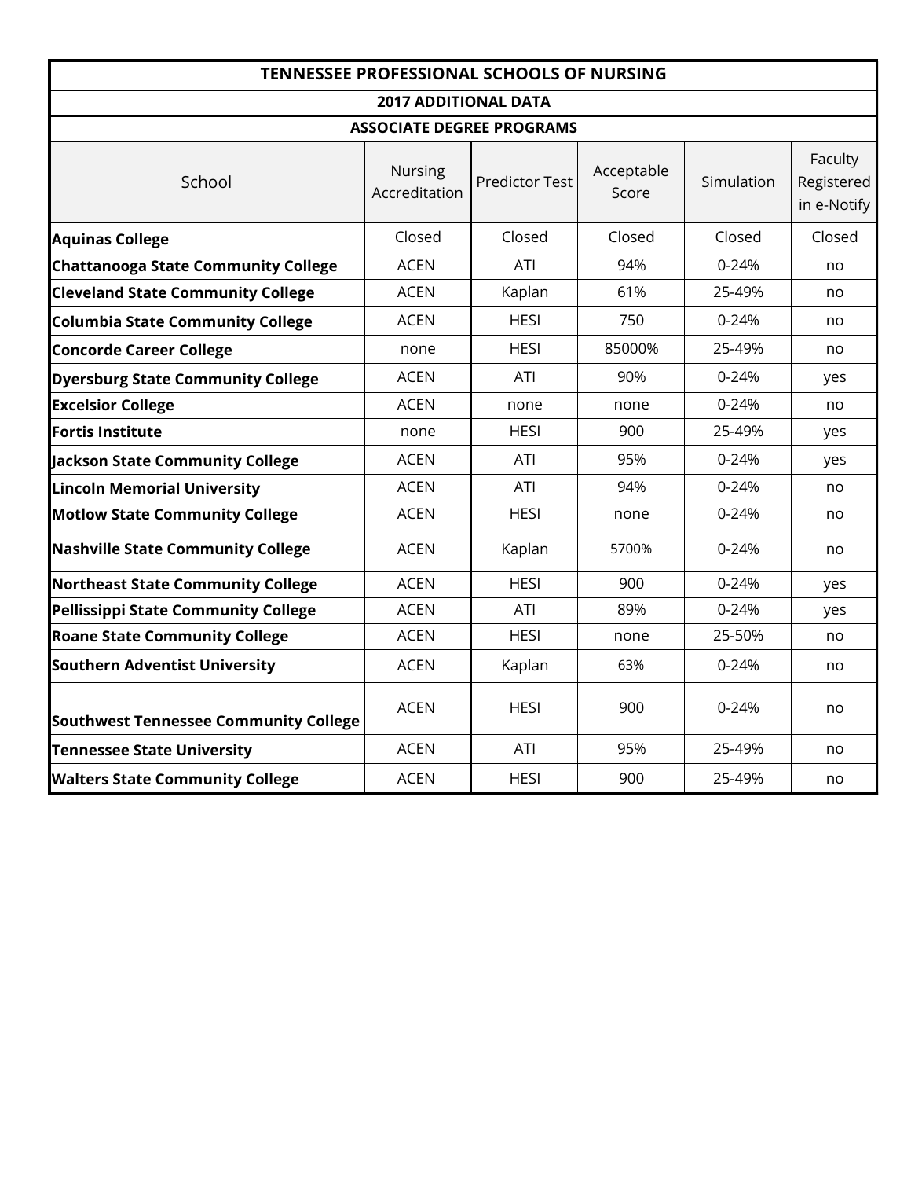| TENNESSEE PROFESSIONAL SCHOOLS OF NURSING | | | | | |
|---|---|---|---|---|---|
| **2017 ADDITIONAL DATA** | | | | | |
| **ASSOCIATE DEGREE PROGRAMS** | | | | | |
| School | Nursing Accreditation | Predictor Test | Acceptable Score | Simulation | Faculty Registered in e-Notify |
| **Aquinas College** | Closed | Closed | Closed | Closed | Closed |
| **Chattanooga State Community College** | ACEN | ATI | 94% | 0-24% | no |
| **Cleveland State Community College** | ACEN | Kaplan | 61% | 25-49% | no |
| **Columbia State Community College** | ACEN | HESI | 750 | 0-24% | no |
| **Concorde Career College** | none | HESI | 85000% | 25-49% | no |
| **Dyersburg State Community College** | ACEN | ATI | 90% | 0-24% | yes |
| **Excelsior College** | ACEN | none | none | 0-24% | no |
| **Fortis Institute** | none | HESI | 900 | 25-49% | yes |
| **Jackson State Community College** | ACEN | ATI | 95% | 0-24% | yes |
| **Lincoln Memorial University** | ACEN | ATI | 94% | 0-24% | no |
| **Motlow State Community College** | ACEN | HESI | none | 0-24% | no |
| **Nashville State Community College** | ACEN | Kaplan | 5700% | 0-24% | no |
| **Northeast State Community College** | ACEN | HESI | 900 | 0-24% | yes |
| **Pellissippi State Community College** | ACEN | ATI | 89% | 0-24% | yes |
| **Roane State Community College** | ACEN | HESI | none | 25-50% | no |
| **Southern Adventist University** | ACEN | Kaplan | 63% | 0-24% | no |
| **Southwest Tennessee Community College** | ACEN | HESI | 900 | 0-24% | no |
| **Tennessee State University** | ACEN | ATI | 95% | 25-49% | no |
| **Walters State Community College** | ACEN | HESI | 900 | 25-49% | no |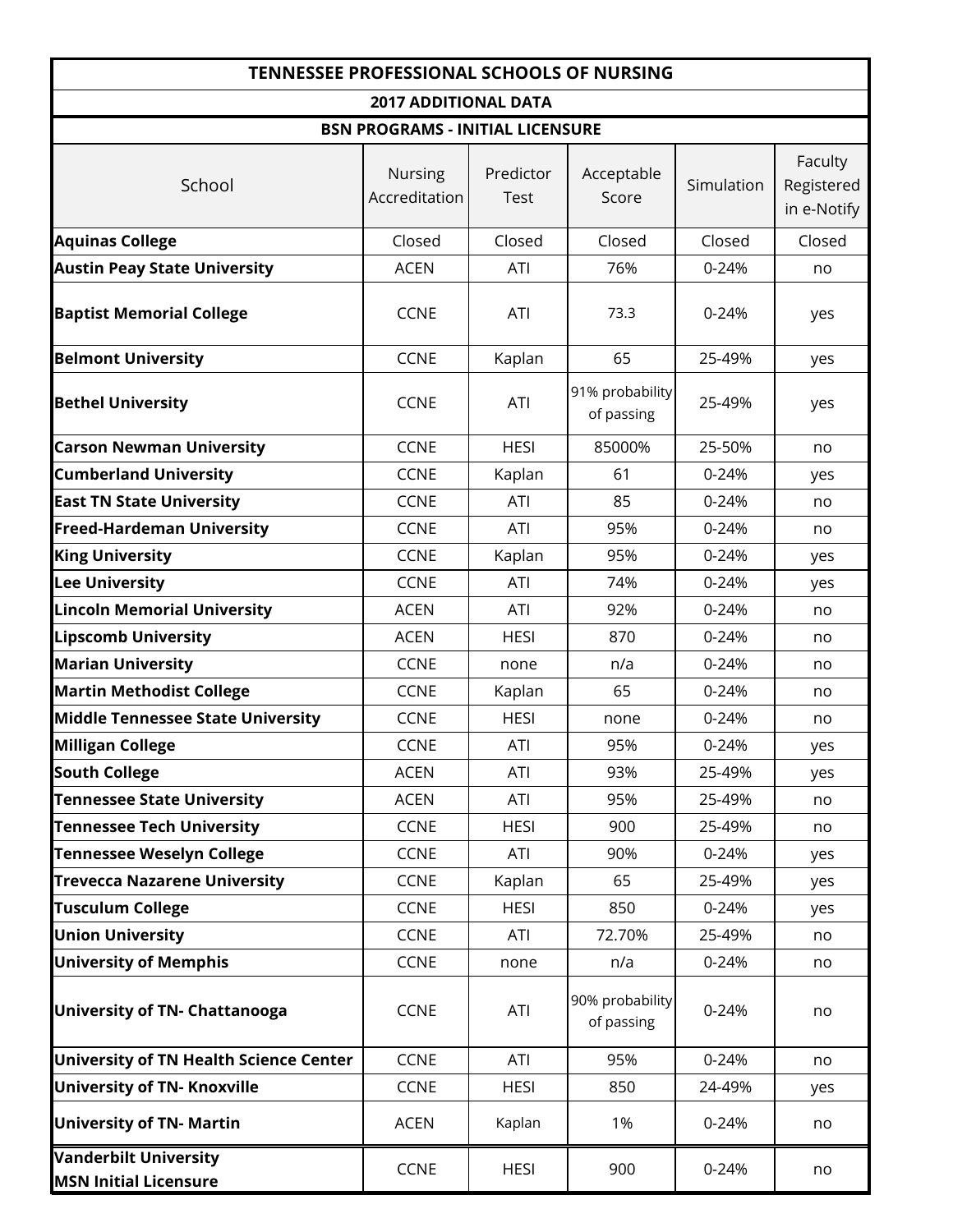# TENNESSEE PROFESSIONAL SCHOOLS OF NURSING

## 2017 ADDITIONAL DATA

### BSN PROGRAMS - INITIAL LICENSURE

| School | Nursing Accreditation | Predictor Test | Acceptable Score | Simulation | Faculty Registered in e-Notify |
|---|---|---|---|---|---|
| **Aquinas College** | Closed | Closed | Closed | Closed | Closed |
| **Austin Peay State University** | ACEN | ATI | 76% | 0-24% | no |
| **Baptist Memorial College** | CCNE | ATI | 73.3 | 0-24% | yes |
| **Belmont University** | CCNE | Kaplan | 65 | 25-49% | yes |
| **Bethel University** | CCNE | ATI | 91% probability of passing | 25-49% | yes |
| **Carson Newman University** | CCNE | HESI | 85000% | 25-50% | no |
| **Cumberland University** | CCNE | Kaplan | 61 | 0-24% | yes |
| **East TN State University** | CCNE | ATI | 85 | 0-24% | no |
| **Freed-Hardeman University** | CCNE | ATI | 95% | 0-24% | no |
| **King University** | CCNE | Kaplan | 95% | 0-24% | yes |
| **Lee University** | CCNE | ATI | 74% | 0-24% | yes |
| **Lincoln Memorial University** | ACEN | ATI | 92% | 0-24% | no |
| **Lipscomb University** | ACEN | HESI | 870 | 0-24% | no |
| **Marian University** | CCNE | none | n/a | 0-24% | no |
| **Martin Methodist College** | CCNE | Kaplan | 65 | 0-24% | no |
| **Middle Tennessee State University** | CCNE | HESI | none | 0-24% | no |
| **Milligan College** | CCNE | ATI | 95% | 0-24% | yes |
| **South College** | ACEN | ATI | 93% | 25-49% | yes |
| **Tennessee State University** | ACEN | ATI | 95% | 25-49% | no |
| **Tennessee Tech University** | CCNE | HESI | 900 | 25-49% | no |
| **Tennessee Weselyn College** | CCNE | ATI | 90% | 0-24% | yes |
| **Trevecca Nazarene University** | CCNE | Kaplan | 65 | 25-49% | yes |
| **Tusculum College** | CCNE | HESI | 850 | 0-24% | yes |
| **Union University** | CCNE | ATI | 72.70% | 25-49% | no |
| **University of Memphis** | CCNE | none | n/a | 0-24% | no |
| **University of TN- Chattanooga** | CCNE | ATI | 90% probability of passing | 0-24% | no |
| **University of TN Health Science Center** | CCNE | ATI | 95% | 0-24% | no |
| **University of TN- Knoxville** | CCNE | HESI | 850 | 24-49% | yes |
| **University of TN- Martin** | ACEN | Kaplan | 1% | 0-24% | no |
| **Vanderbilt University MSN Initial Licensure** | CCNE | HESI | 900 | 0-24% | no |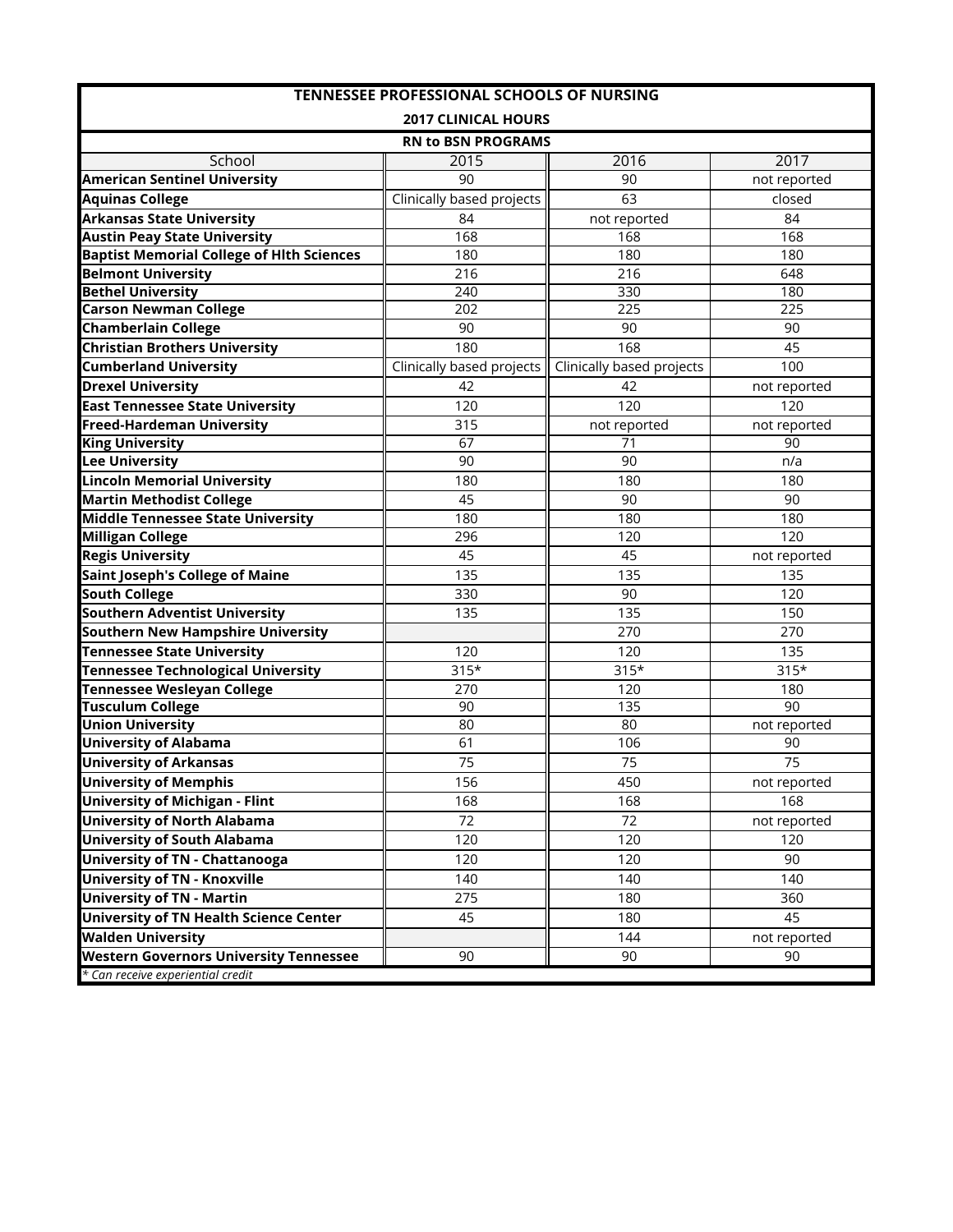# TENNESSEE PROFESSIONAL SCHOOLS OF NURSING

## 2017 CLINICAL HOURS

### RN to BSN PROGRAMS

| School | 2015 | 2016 | 2017 |
|---|---|---|---|
| **American Sentinel University** | 90 | 90 | not reported |
| **Aquinas College** | Clinically based projects | 63 | closed |
| **Arkansas State University** | 84 | not reported | 84 |
| **Austin Peay State University** | 168 | 168 | 168 |
| **Baptist Memorial College of Hlth Sciences** | 180 | 180 | 180 |
| **Belmont University** | 216 | 216 | 648 |
| **Bethel University** | 240 | 330 | 180 |
| **Carson Newman College** | 202 | 225 | 225 |
| **Chamberlain College** | 90 | 90 | 90 |
| **Christian Brothers University** | 180 | 168 | 45 |
| **Cumberland University** | Clinically based projects | Clinically based projects | 100 |
| **Drexel University** | 42 | 42 | not reported |
| **East Tennessee State University** | 120 | 120 | 120 |
| **Freed-Hardeman University** | 315 | not reported | not reported |
| **King University** | 67 | 71 | 90 |
| **Lee University** | 90 | 90 | n/a |
| **Lincoln Memorial University** | 180 | 180 | 180 |
| **Martin Methodist College** | 45 | 90 | 90 |
| **Middle Tennessee State University** | 180 | 180 | 180 |
| **Milligan College** | 296 | 120 | 120 |
| **Regis University** | 45 | 45 | not reported |
| **Saint Joseph's College of Maine** | 135 | 135 | 135 |
| **South College** | 330 | 90 | 120 |
| **Southern Adventist University** | 135 | 135 | 150 |
| **Southern New Hampshire University** | | 270 | 270 |
| **Tennessee State University** | 120 | 120 | 135 |
| **Tennessee Technological University** | 315* | 315* | 315* |
| **Tennessee Wesleyan College** | 270 | 120 | 180 |
| **Tusculum College** | 90 | 135 | 90 |
| **Union University** | 80 | 80 | not reported |
| **University of Alabama** | 61 | 106 | 90 |
| **University of Arkansas** | 75 | 75 | 75 |
| **University of Memphis** | 156 | 450 | not reported |
| **University of Michigan - Flint** | 168 | 168 | 168 |
| **University of North Alabama** | 72 | 72 | not reported |
| **University of South Alabama** | 120 | 120 | 120 |
| **University of TN - Chattanooga** | 120 | 120 | 90 |
| **University of TN - Knoxville** | 140 | 140 | 140 |
| **University of TN - Martin** | 275 | 180 | 360 |
| **University of TN Health Science Center** | 45 | 180 | 45 |
| **Walden University** | | 144 | not reported |
| **Western Governors University Tennessee** | 90 | 90 | 90 |

*\* Can receive experiential credit*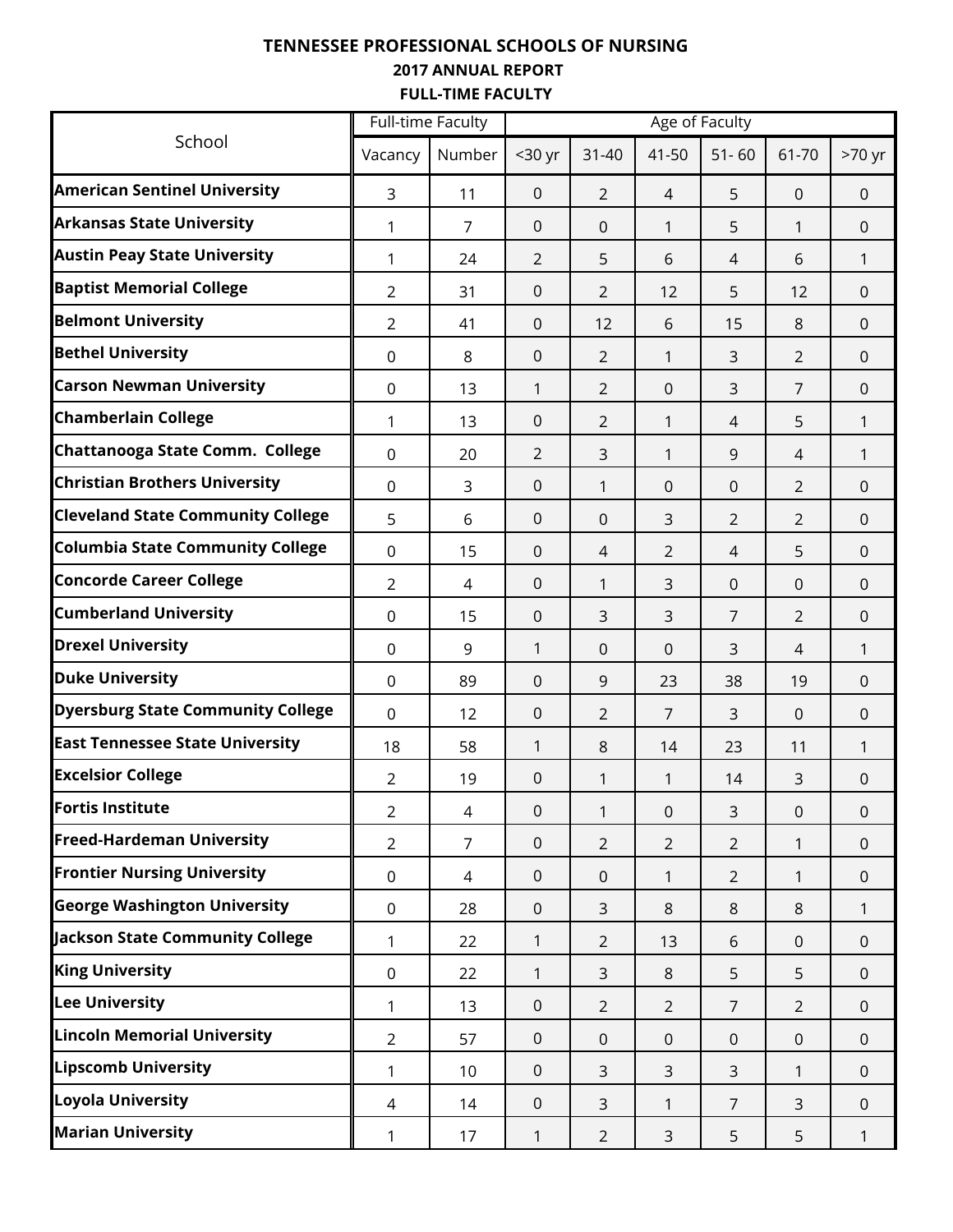# TENNESSEE PROFESSIONAL SCHOOLS OF NURSING
## 2017 ANNUAL REPORT
### FULL-TIME FACULTY

| School | Full-time Faculty | | Age of Faculty | | | | | |
|---|---|---|---|---|---|---|---|---|
| | Vacancy | Number | <30 yr | 31-40 | 41-50 | 51- 60 | 61-70 | >70 yr |
| **American Sentinel University** | 3 | 11 | 0 | 2 | 4 | 5 | 0 | 0 |
| **Arkansas State University** | 1 | 7 | 0 | 0 | 1 | 5 | 1 | 0 |
| **Austin Peay State University** | 1 | 24 | 2 | 5 | 6 | 4 | 6 | 1 |
| **Baptist Memorial College** | 2 | 31 | 0 | 2 | 12 | 5 | 12 | 0 |
| **Belmont University** | 2 | 41 | 0 | 12 | 6 | 15 | 8 | 0 |
| **Bethel University** | 0 | 8 | 0 | 2 | 1 | 3 | 2 | 0 |
| **Carson Newman University** | 0 | 13 | 1 | 2 | 0 | 3 | 7 | 0 |
| **Chamberlain College** | 1 | 13 | 0 | 2 | 1 | 4 | 5 | 1 |
| **Chattanooga State Comm. College** | 0 | 20 | 2 | 3 | 1 | 9 | 4 | 1 |
| **Christian Brothers University** | 0 | 3 | 0 | 1 | 0 | 0 | 2 | 0 |
| **Cleveland State Community College** | 5 | 6 | 0 | 0 | 3 | 2 | 2 | 0 |
| **Columbia State Community College** | 0 | 15 | 0 | 4 | 2 | 4 | 5 | 0 |
| **Concorde Career College** | 2 | 4 | 0 | 1 | 3 | 0 | 0 | 0 |
| **Cumberland University** | 0 | 15 | 0 | 3 | 3 | 7 | 2 | 0 |
| **Drexel University** | 0 | 9 | 1 | 0 | 0 | 3 | 4 | 1 |
| **Duke University** | 0 | 89 | 0 | 9 | 23 | 38 | 19 | 0 |
| **Dyersburg State Community College** | 0 | 12 | 0 | 2 | 7 | 3 | 0 | 0 |
| **East Tennessee State University** | 18 | 58 | 1 | 8 | 14 | 23 | 11 | 1 |
| **Excelsior College** | 2 | 19 | 0 | 1 | 1 | 14 | 3 | 0 |
| **Fortis Institute** | 2 | 4 | 0 | 1 | 0 | 3 | 0 | 0 |
| **Freed-Hardeman University** | 2 | 7 | 0 | 2 | 2 | 2 | 1 | 0 |
| **Frontier Nursing University** | 0 | 4 | 0 | 0 | 1 | 2 | 1 | 0 |
| **George Washington University** | 0 | 28 | 0 | 3 | 8 | 8 | 8 | 1 |
| **Jackson State Community College** | 1 | 22 | 1 | 2 | 13 | 6 | 0 | 0 |
| **King University** | 0 | 22 | 1 | 3 | 8 | 5 | 5 | 0 |
| **Lee University** | 1 | 13 | 0 | 2 | 2 | 7 | 2 | 0 |
| **Lincoln Memorial University** | 2 | 57 | 0 | 0 | 0 | 0 | 0 | 0 |
| **Lipscomb University** | 1 | 10 | 0 | 3 | 3 | 3 | 1 | 0 |
| **Loyola University** | 4 | 14 | 0 | 3 | 1 | 7 | 3 | 0 |
| **Marian University** | 1 | 17 | 1 | 2 | 3 | 5 | 5 | 1 |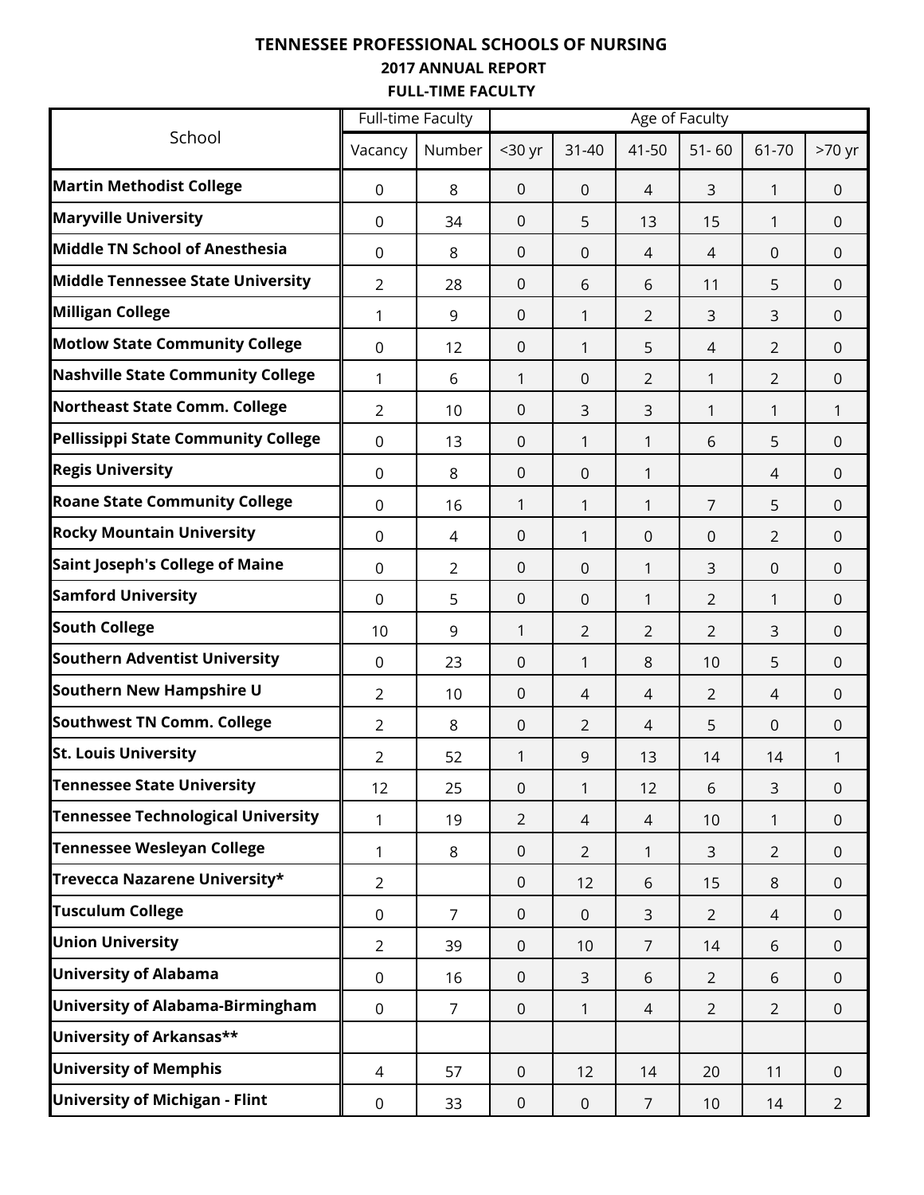**TENNESSEE PROFESSIONAL SCHOOLS OF NURSING**

**2017 ANNUAL REPORT**

**FULL-TIME FACULTY**

| School | Full-time Faculty | | Age of Faculty | | | | | |
|---|---|---|---|---|---|---|---|---|
| | Vacancy | Number | <30 yr | 31-40 | 41-50 | 51- 60 | 61-70 | >70 yr |
| **Martin Methodist College** | 0 | 8 | 0 | 0 | 4 | 3 | 1 | 0 |
| **Maryville University** | 0 | 34 | 0 | 5 | 13 | 15 | 1 | 0 |
| **Middle TN School of Anesthesia** | 0 | 8 | 0 | 0 | 4 | 4 | 0 | 0 |
| **Middle Tennessee State University** | 2 | 28 | 0 | 6 | 6 | 11 | 5 | 0 |
| **Milligan College** | 1 | 9 | 0 | 1 | 2 | 3 | 3 | 0 |
| **Motlow State Community College** | 0 | 12 | 0 | 1 | 5 | 4 | 2 | 0 |
| **Nashville State Community College** | 1 | 6 | 1 | 0 | 2 | 1 | 2 | 0 |
| **Northeast State Comm. College** | 2 | 10 | 0 | 3 | 3 | 1 | 1 | 1 |
| **Pellissippi State Community College** | 0 | 13 | 0 | 1 | 1 | 6 | 5 | 0 |
| **Regis University** | 0 | 8 | 0 | 0 | 1 | | 4 | 0 |
| **Roane State Community College** | 0 | 16 | 1 | 1 | 1 | 7 | 5 | 0 |
| **Rocky Mountain University** | 0 | 4 | 0 | 1 | 0 | 0 | 2 | 0 |
| **Saint Joseph's College of Maine** | 0 | 2 | 0 | 0 | 1 | 3 | 0 | 0 |
| **Samford University** | 0 | 5 | 0 | 0 | 1 | 2 | 1 | 0 |
| **South College** | 10 | 9 | 1 | 2 | 2 | 2 | 3 | 0 |
| **Southern Adventist University** | 0 | 23 | 0 | 1 | 8 | 10 | 5 | 0 |
| **Southern New Hampshire U** | 2 | 10 | 0 | 4 | 4 | 2 | 4 | 0 |
| **Southwest TN Comm. College** | 2 | 8 | 0 | 2 | 4 | 5 | 0 | 0 |
| **St. Louis University** | 2 | 52 | 1 | 9 | 13 | 14 | 14 | 1 |
| **Tennessee State University** | 12 | 25 | 0 | 1 | 12 | 6 | 3 | 0 |
| **Tennessee Technological University** | 1 | 19 | 2 | 4 | 4 | 10 | 1 | 0 |
| **Tennessee Wesleyan College** | 1 | 8 | 0 | 2 | 1 | 3 | 2 | 0 |
| **Trevecca Nazarene University*** | 2 | | 0 | 12 | 6 | 15 | 8 | 0 |
| **Tusculum College** | 0 | 7 | 0 | 0 | 3 | 2 | 4 | 0 |
| **Union University** | 2 | 39 | 0 | 10 | 7 | 14 | 6 | 0 |
| **University of Alabama** | 0 | 16 | 0 | 3 | 6 | 2 | 6 | 0 |
| **University of Alabama-Birmingham** | 0 | 7 | 0 | 1 | 4 | 2 | 2 | 0 |
| **University of Arkansas**** | | | | | | | | |
| **University of Memphis** | 4 | 57 | 0 | 12 | 14 | 20 | 11 | 0 |
| **University of Michigan - Flint** | 0 | 33 | 0 | 0 | 7 | 10 | 14 | 2 |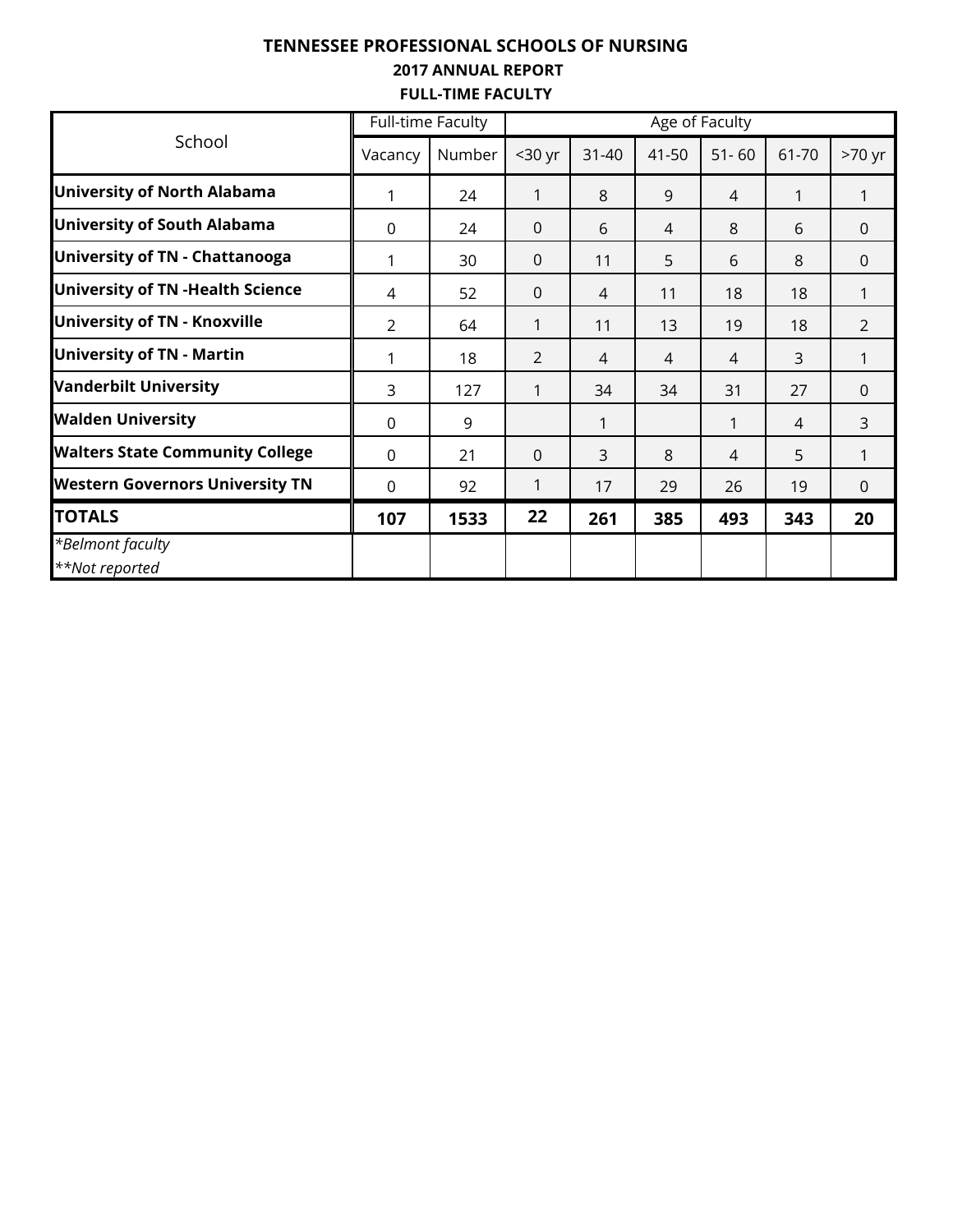**TENNESSEE PROFESSIONAL SCHOOLS OF NURSING**

**2017 ANNUAL REPORT**

**FULL-TIME FACULTY**

| School | Full-time Faculty | | Age of Faculty | | | | | |
|---|---|---|---|---|---|---|---|---|
| | Vacancy | Number | <30 yr | 31-40 | 41-50 | 51- 60 | 61-70 | >70 yr |
| **University of North Alabama** | 1 | 24 | 1 | 8 | 9 | 4 | 1 | 1 |
| **University of South Alabama** | 0 | 24 | 0 | 6 | 4 | 8 | 6 | 0 |
| **University of TN - Chattanooga** | 1 | 30 | 0 | 11 | 5 | 6 | 8 | 0 |
| **University of TN -Health Science** | 4 | 52 | 0 | 4 | 11 | 18 | 18 | 1 |
| **University of TN - Knoxville** | 2 | 64 | 1 | 11 | 13 | 19 | 18 | 2 |
| **University of TN - Martin** | 1 | 18 | 2 | 4 | 4 | 4 | 3 | 1 |
| **Vanderbilt University** | 3 | 127 | 1 | 34 | 34 | 31 | 27 | 0 |
| **Walden University** | 0 | 9 | | 1 | | 1 | 4 | 3 |
| **Walters State Community College** | 0 | 21 | 0 | 3 | 8 | 4 | 5 | 1 |
| **Western Governors University TN** | 0 | 92 | 1 | 17 | 29 | 26 | 19 | 0 |
| **TOTALS** | **107** | **1533** | **22** | **261** | **385** | **493** | **343** | **20** |
| *\*Belmont faculty* *\*\*Not reported* | | | | | | | | |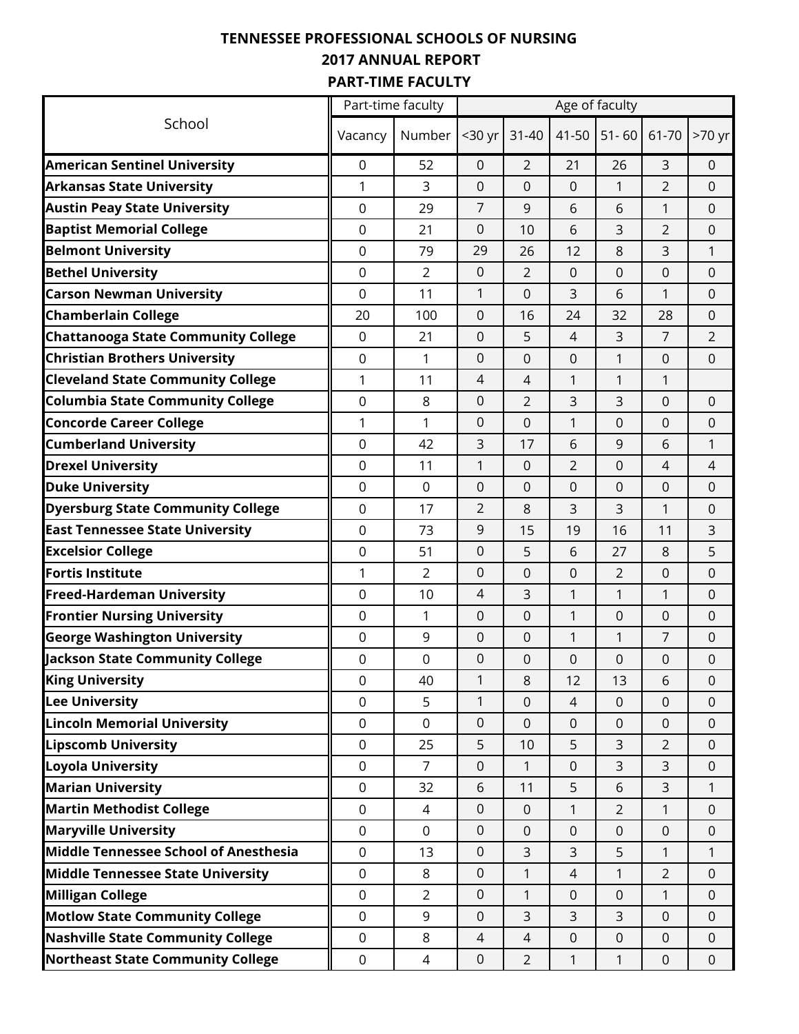**TENNESSEE PROFESSIONAL SCHOOLS OF NURSING**
**2017 ANNUAL REPORT**
**PART-TIME FACULTY**

| School | Part-time faculty | | Age of faculty | | | | | |
|---|---|---|---|---|---|---|---|---|
| | Vacancy | Number | <30 yr | 31-40 | 41-50 | 51- 60 | 61-70 | >70 yr |
| **American Sentinel University** | 0 | 52 | 0 | 2 | 21 | 26 | 3 | 0 |
| **Arkansas State University** | 1 | 3 | 0 | 0 | 0 | 1 | 2 | 0 |
| **Austin Peay State University** | 0 | 29 | 7 | 9 | 6 | 6 | 1 | 0 |
| **Baptist Memorial College** | 0 | 21 | 0 | 10 | 6 | 3 | 2 | 0 |
| **Belmont University** | 0 | 79 | 29 | 26 | 12 | 8 | 3 | 1 |
| **Bethel University** | 0 | 2 | 0 | 2 | 0 | 0 | 0 | 0 |
| **Carson Newman University** | 0 | 11 | 1 | 0 | 3 | 6 | 1 | 0 |
| **Chamberlain College** | 20 | 100 | 0 | 16 | 24 | 32 | 28 | 0 |
| **Chattanooga State Community College** | 0 | 21 | 0 | 5 | 4 | 3 | 7 | 2 |
| **Christian Brothers University** | 0 | 1 | 0 | 0 | 0 | 1 | 0 | 0 |
| **Cleveland State Community College** | 1 | 11 | 4 | 4 | 1 | 1 | 1 | |
| **Columbia State Community College** | 0 | 8 | 0 | 2 | 3 | 3 | 0 | 0 |
| **Concorde Career College** | 1 | 1 | 0 | 0 | 1 | 0 | 0 | 0 |
| **Cumberland University** | 0 | 42 | 3 | 17 | 6 | 9 | 6 | 1 |
| **Drexel University** | 0 | 11 | 1 | 0 | 2 | 0 | 4 | 4 |
| **Duke University** | 0 | 0 | 0 | 0 | 0 | 0 | 0 | 0 |
| **Dyersburg State Community College** | 0 | 17 | 2 | 8 | 3 | 3 | 1 | 0 |
| **East Tennessee State University** | 0 | 73 | 9 | 15 | 19 | 16 | 11 | 3 |
| **Excelsior College** | 0 | 51 | 0 | 5 | 6 | 27 | 8 | 5 |
| **Fortis Institute** | 1 | 2 | 0 | 0 | 0 | 2 | 0 | 0 |
| **Freed-Hardeman University** | 0 | 10 | 4 | 3 | 1 | 1 | 1 | 0 |
| **Frontier Nursing University** | 0 | 1 | 0 | 0 | 1 | 0 | 0 | 0 |
| **George Washington University** | 0 | 9 | 0 | 0 | 1 | 1 | 7 | 0 |
| **Jackson State Community College** | 0 | 0 | 0 | 0 | 0 | 0 | 0 | 0 |
| **King University** | 0 | 40 | 1 | 8 | 12 | 13 | 6 | 0 |
| **Lee University** | 0 | 5 | 1 | 0 | 4 | 0 | 0 | 0 |
| **Lincoln Memorial University** | 0 | 0 | 0 | 0 | 0 | 0 | 0 | 0 |
| **Lipscomb University** | 0 | 25 | 5 | 10 | 5 | 3 | 2 | 0 |
| **Loyola University** | 0 | 7 | 0 | 1 | 0 | 3 | 3 | 0 |
| **Marian University** | 0 | 32 | 6 | 11 | 5 | 6 | 3 | 1 |
| **Martin Methodist College** | 0 | 4 | 0 | 0 | 1 | 2 | 1 | 0 |
| **Maryville University** | 0 | 0 | 0 | 0 | 0 | 0 | 0 | 0 |
| **Middle Tennessee School of Anesthesia** | 0 | 13 | 0 | 3 | 3 | 5 | 1 | 1 |
| **Middle Tennessee State University** | 0 | 8 | 0 | 1 | 4 | 1 | 2 | 0 |
| **Milligan College** | 0 | 2 | 0 | 1 | 0 | 0 | 1 | 0 |
| **Motlow State Community College** | 0 | 9 | 0 | 3 | 3 | 3 | 0 | 0 |
| **Nashville State Community College** | 0 | 8 | 4 | 4 | 0 | 0 | 0 | 0 |
| **Northeast State Community College** | 0 | 4 | 0 | 2 | 1 | 1 | 0 | 0 |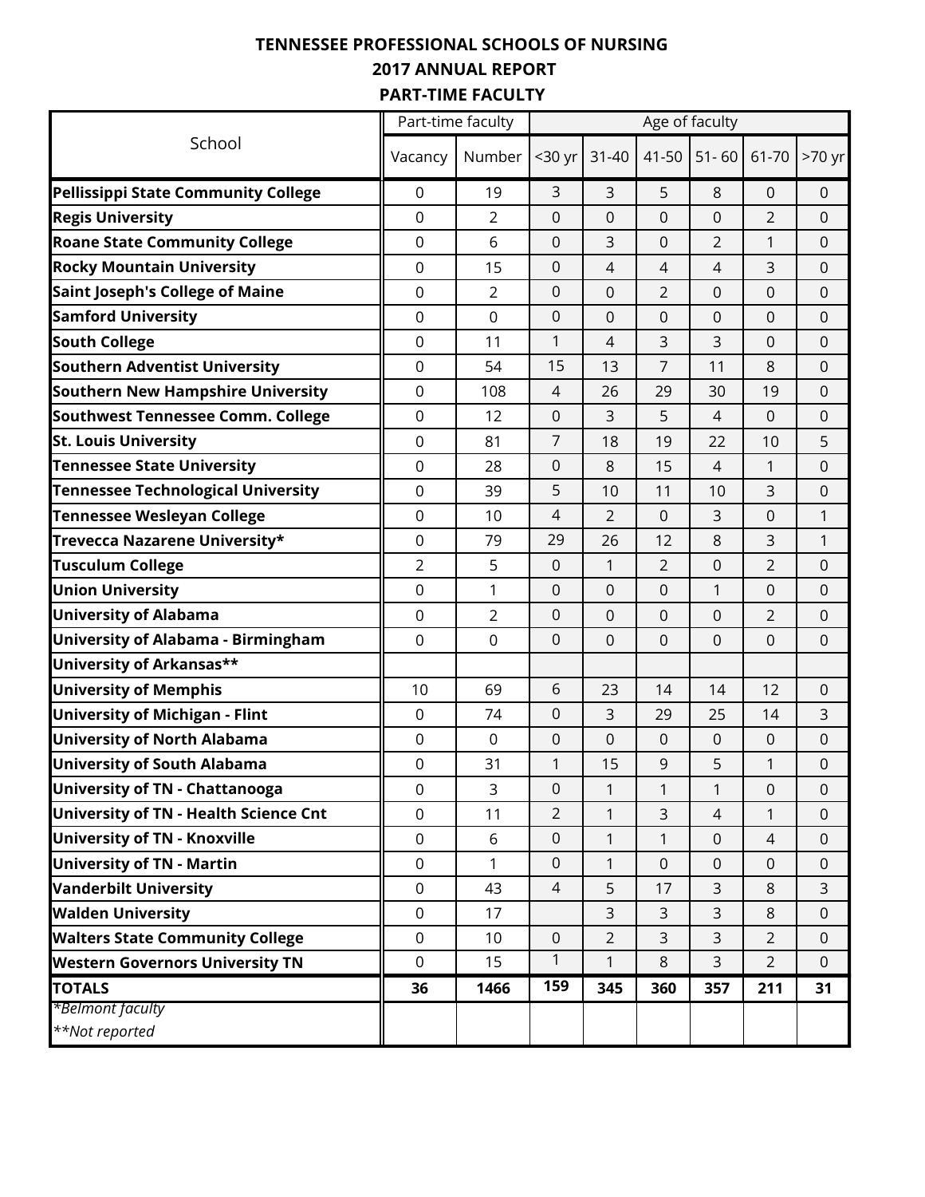**TENNESSEE PROFESSIONAL SCHOOLS OF NURSING**

**2017 ANNUAL REPORT**

**PART-TIME FACULTY**

| School | Part-time faculty | | Age of faculty | | | | | |
|---|---|---|---|---|---|---|---|---|
| | Vacancy | Number | <30 yr | 31-40 | 41-50 | 51- 60 | 61-70 | >70 yr |
| **Pellissippi State Community College** | 0 | 19 | 3 | 3 | 5 | 8 | 0 | 0 |
| **Regis University** | 0 | 2 | 0 | 0 | 0 | 0 | 2 | 0 |
| **Roane State Community College** | 0 | 6 | 0 | 3 | 0 | 2 | 1 | 0 |
| **Rocky Mountain University** | 0 | 15 | 0 | 4 | 4 | 4 | 3 | 0 |
| **Saint Joseph's College of Maine** | 0 | 2 | 0 | 0 | 2 | 0 | 0 | 0 |
| **Samford University** | 0 | 0 | 0 | 0 | 0 | 0 | 0 | 0 |
| **South College** | 0 | 11 | 1 | 4 | 3 | 3 | 0 | 0 |
| **Southern Adventist University** | 0 | 54 | 15 | 13 | 7 | 11 | 8 | 0 |
| **Southern New Hampshire University** | 0 | 108 | 4 | 26 | 29 | 30 | 19 | 0 |
| **Southwest Tennessee Comm. College** | 0 | 12 | 0 | 3 | 5 | 4 | 0 | 0 |
| **St. Louis University** | 0 | 81 | 7 | 18 | 19 | 22 | 10 | 5 |
| **Tennessee State University** | 0 | 28 | 0 | 8 | 15 | 4 | 1 | 0 |
| **Tennessee Technological University** | 0 | 39 | 5 | 10 | 11 | 10 | 3 | 0 |
| **Tennessee Wesleyan College** | 0 | 10 | 4 | 2 | 0 | 3 | 0 | 1 |
| **Trevecca Nazarene University*** | 0 | 79 | 29 | 26 | 12 | 8 | 3 | 1 |
| **Tusculum College** | 2 | 5 | 0 | 1 | 2 | 0 | 2 | 0 |
| **Union University** | 0 | 1 | 0 | 0 | 0 | 1 | 0 | 0 |
| **University of Alabama** | 0 | 2 | 0 | 0 | 0 | 0 | 2 | 0 |
| **University of Alabama - Birmingham** | 0 | 0 | 0 | 0 | 0 | 0 | 0 | 0 |
| **University of Arkansas**** | | | | | | | | |
| **University of Memphis** | 10 | 69 | 6 | 23 | 14 | 14 | 12 | 0 |
| **University of Michigan - Flint** | 0 | 74 | 0 | 3 | 29 | 25 | 14 | 3 |
| **University of North Alabama** | 0 | 0 | 0 | 0 | 0 | 0 | 0 | 0 |
| **University of South Alabama** | 0 | 31 | 1 | 15 | 9 | 5 | 1 | 0 |
| **University of TN - Chattanooga** | 0 | 3 | 0 | 1 | 1 | 1 | 0 | 0 |
| **University of TN - Health Science Cnt** | 0 | 11 | 2 | 1 | 3 | 4 | 1 | 0 |
| **University of TN - Knoxville** | 0 | 6 | 0 | 1 | 1 | 0 | 4 | 0 |
| **University of TN - Martin** | 0 | 1 | 0 | 1 | 0 | 0 | 0 | 0 |
| **Vanderbilt University** | 0 | 43 | 4 | 5 | 17 | 3 | 8 | 3 |
| **Walden University** | 0 | 17 | | 3 | 3 | 3 | 8 | 0 |
| **Walters State Community College** | 0 | 10 | 0 | 2 | 3 | 3 | 2 | 0 |
| **Western Governors University TN** | 0 | 15 | 1 | 1 | 8 | 3 | 2 | 0 |
| **TOTALS** | **36** | **1466** | **159** | **345** | **360** | **357** | **211** | **31** |

*\*Belmont faculty*

*\*\*Not reported*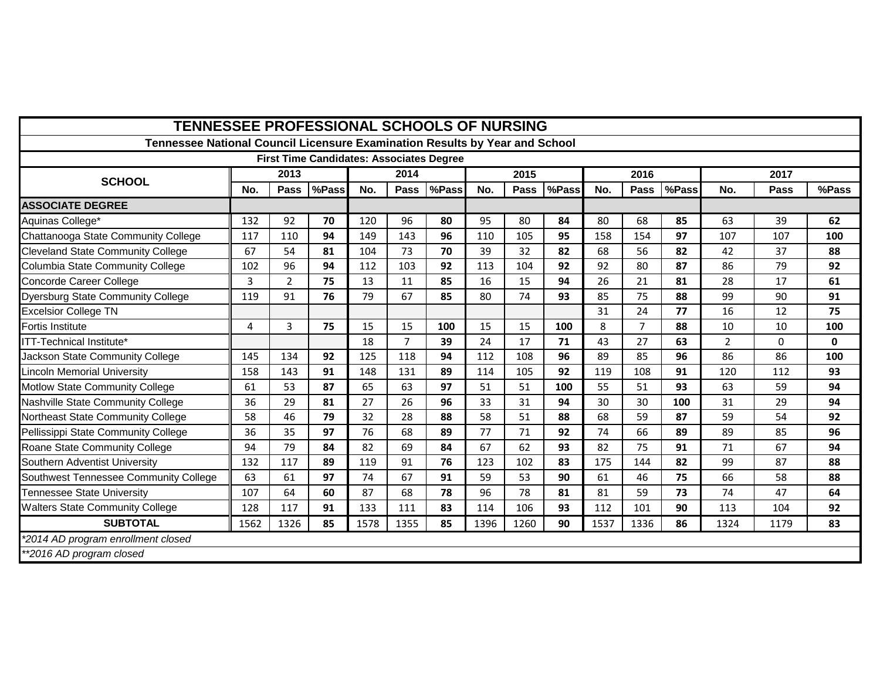# TENNESSEE PROFESSIONAL SCHOOLS OF NURSING

## Tennessee National Council Licensure Examination Results by Year and School

### First Time Candidates: Associates Degree

| SCHOOL | 2013 | | | 2014 | | | 2015 | | | 2016 | | | 2017 | | |
|---|---|---|---|---|---|---|---|---|---|---|---|---|---|---|---|
| | No. | Pass | %Pass | No. | Pass | %Pass | No. | Pass | %Pass | No. | Pass | %Pass | No. | Pass | %Pass |
| **ASSOCIATE DEGREE** | | | | | | | | | | | | | | | |
| Aquinas College* | 132 | 92 | **70** | 120 | 96 | **80** | 95 | 80 | **84** | 80 | 68 | **85** | 63 | 39 | **62** |
| Chattanooga State Community College | 117 | 110 | **94** | 149 | 143 | **96** | 110 | 105 | **95** | 158 | 154 | **97** | 107 | 107 | **100** |
| Cleveland State Community College | 67 | 54 | **81** | 104 | 73 | **70** | 39 | 32 | **82** | 68 | 56 | **82** | 42 | 37 | **88** |
| Columbia State Community College | 102 | 96 | **94** | 112 | 103 | **92** | 113 | 104 | **92** | 92 | 80 | **87** | 86 | 79 | **92** |
| Concorde Career College | 3 | 2 | **75** | 13 | 11 | **85** | 16 | 15 | **94** | 26 | 21 | **81** | 28 | 17 | **61** |
| Dyersburg State Community College | 119 | 91 | **76** | 79 | 67 | **85** | 80 | 74 | **93** | 85 | 75 | **88** | 99 | 90 | **91** |
| Excelsior College TN | | | | | | | | | | 31 | 24 | **77** | 16 | 12 | **75** |
| Fortis Institute | 4 | 3 | **75** | 15 | 15 | **100** | 15 | 15 | **100** | 8 | 7 | **88** | 10 | 10 | **100** |
| ITT-Technical Institute* | | | | 18 | 7 | **39** | 24 | 17 | **71** | 43 | 27 | **63** | 2 | 0 | **0** |
| Jackson State Community College | 145 | 134 | **92** | 125 | 118 | **94** | 112 | 108 | **96** | 89 | 85 | **96** | 86 | 86 | **100** |
| Lincoln Memorial University | 158 | 143 | **91** | 148 | 131 | **89** | 114 | 105 | **92** | 119 | 108 | **91** | 120 | 112 | **93** |
| Motlow State Community College | 61 | 53 | **87** | 65 | 63 | **97** | 51 | 51 | **100** | 55 | 51 | **93** | 63 | 59 | **94** |
| Nashville State Community College | 36 | 29 | **81** | 27 | 26 | **96** | 33 | 31 | **94** | 30 | 30 | **100** | 31 | 29 | **94** |
| Northeast State Community College | 58 | 46 | **79** | 32 | 28 | **88** | 58 | 51 | **88** | 68 | 59 | **87** | 59 | 54 | **92** |
| Pellissippi State Community College | 36 | 35 | **97** | 76 | 68 | **89** | 77 | 71 | **92** | 74 | 66 | **89** | 89 | 85 | **96** |
| Roane State Community College | 94 | 79 | **84** | 82 | 69 | **84** | 67 | 62 | **93** | 82 | 75 | **91** | 71 | 67 | **94** |
| Southern Adventist University | 132 | 117 | **89** | 119 | 91 | **76** | 123 | 102 | **83** | 175 | 144 | **82** | 99 | 87 | **88** |
| Southwest Tennessee Community College | 63 | 61 | **97** | 74 | 67 | **91** | 59 | 53 | **90** | 61 | 46 | **75** | 66 | 58 | **88** |
| Tennessee State University | 107 | 64 | **60** | 87 | 68 | **78** | 96 | 78 | **81** | 81 | 59 | **73** | 74 | 47 | **64** |
| Walters State Community College | 128 | 117 | **91** | 133 | 111 | **83** | 114 | 106 | **93** | 112 | 101 | **90** | 113 | 104 | **92** |
| **SUBTOTAL** | 1562 | 1326 | **85** | 1578 | 1355 | **85** | 1396 | 1260 | **90** | 1537 | 1336 | **86** | 1324 | 1179 | **83** |

*\*2014 AD program enrollment closed*

*\*\*2016 AD program closed*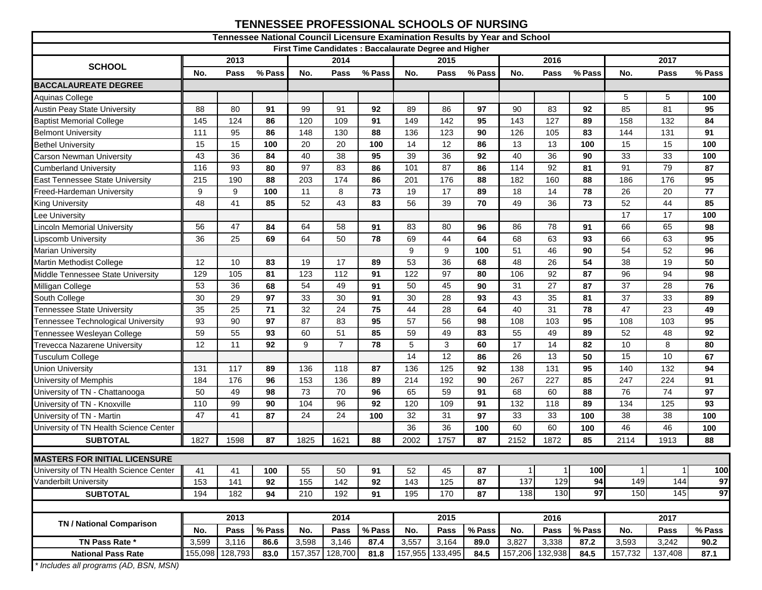# TENNESSEE PROFESSIONAL SCHOOLS OF NURSING

| Tennessee National Council Licensure Examination Results by Year and School | | | | | | | | | | | | | | | |
|---|---|---|---|---|---|---|---|---|---|---|---|---|---|---|---|
| First Time Candidates : Baccalaurate Degree and Higher | | | | | | | | | | | | | | | |
| SCHOOL | 2013 | | | 2014 | | | 2015 | | | 2016 | | | 2017 | | |
| | No. | Pass | % Pass | No. | Pass | % Pass | No. | Pass | % Pass | No. | Pass | % Pass | No. | Pass | % Pass |
| **BACCALAUREATE DEGREE** | | | | | | | | | | | | | | | |
| Aquinas College | | | | | | | | | | | | | 5 | 5 | **100** |
| Austin Peay State University | 88 | 80 | **91** | 99 | 91 | **92** | 89 | 86 | **97** | 90 | 83 | **92** | 85 | 81 | **95** |
| Baptist Memorial College | 145 | 124 | **86** | 120 | 109 | **91** | 149 | 142 | **95** | 143 | 127 | **89** | 158 | 132 | **84** |
| Belmont University | 111 | 95 | **86** | 148 | 130 | **88** | 136 | 123 | **90** | 126 | 105 | **83** | 144 | 131 | **91** |
| Bethel University | 15 | 15 | **100** | 20 | 20 | **100** | 14 | 12 | **86** | 13 | 13 | **100** | 15 | 15 | **100** |
| Carson Newman University | 43 | 36 | **84** | 40 | 38 | **95** | 39 | 36 | **92** | 40 | 36 | **90** | 33 | 33 | **100** |
| Cumberland University | 116 | 93 | **80** | 97 | 83 | **86** | 101 | 87 | **86** | 114 | 92 | **81** | 91 | 79 | **87** |
| East Tennessee State University | 215 | 190 | **88** | 203 | 174 | **86** | 201 | 176 | **88** | 182 | 160 | **88** | 186 | 176 | **95** |
| Freed-Hardeman University | 9 | 9 | **100** | 11 | 8 | **73** | 19 | 17 | **89** | 18 | 14 | **78** | 26 | 20 | **77** |
| King University | 48 | 41 | **85** | 52 | 43 | **83** | 56 | 39 | **70** | 49 | 36 | **73** | 52 | 44 | **85** |
| Lee University | | | | | | | | | | | | | 17 | 17 | **100** |
| Lincoln Memorial University | 56 | 47 | **84** | 64 | 58 | **91** | 83 | 80 | **96** | 86 | 78 | **91** | 66 | 65 | **98** |
| Lipscomb University | 36 | 25 | **69** | 64 | 50 | **78** | 69 | 44 | **64** | 68 | 63 | **93** | 66 | 63 | **95** |
| Marian University | | | | | | | 9 | 9 | **100** | 51 | 46 | **90** | 54 | 52 | **96** |
| Martin Methodist College | 12 | 10 | **83** | 19 | 17 | **89** | 53 | 36 | **68** | 48 | 26 | **54** | 38 | 19 | **50** |
| Middle Tennessee State University | 129 | 105 | **81** | 123 | 112 | **91** | 122 | 97 | **80** | 106 | 92 | **87** | 96 | 94 | **98** |
| Milligan College | 53 | 36 | **68** | 54 | 49 | **91** | 50 | 45 | **90** | 31 | 27 | **87** | 37 | 28 | **76** |
| South College | 30 | 29 | **97** | 33 | 30 | **91** | 30 | 28 | **93** | 43 | 35 | **81** | 37 | 33 | **89** |
| Tennessee State University | 35 | 25 | **71** | 32 | 24 | **75** | 44 | 28 | **64** | 40 | 31 | **78** | 47 | 23 | **49** |
| Tennessee Technological University | 93 | 90 | **97** | 87 | 83 | **95** | 57 | 56 | **98** | 108 | 103 | **95** | 108 | 103 | **95** |
| Tennessee Wesleyan College | 59 | 55 | **93** | 60 | 51 | **85** | 59 | 49 | **83** | 55 | 49 | **89** | 52 | 48 | **92** |
| Trevecca Nazarene University | 12 | 11 | **92** | 9 | 7 | **78** | 5 | 3 | **60** | 17 | 14 | **82** | 10 | 8 | **80** |
| Tusculum College | | | | | | | 14 | 12 | **86** | 26 | 13 | **50** | 15 | 10 | **67** |
| Union University | 131 | 117 | **89** | 136 | 118 | **87** | 136 | 125 | **92** | 138 | 131 | **95** | 140 | 132 | **94** |
| University of Memphis | 184 | 176 | **96** | 153 | 136 | **89** | 214 | 192 | **90** | 267 | 227 | **85** | 247 | 224 | **91** |
| University of TN - Chattanooga | 50 | 49 | **98** | 73 | 70 | **96** | 65 | 59 | **91** | 68 | 60 | **88** | 76 | 74 | **97** |
| University of TN - Knoxville | 110 | 99 | **90** | 104 | 96 | **92** | 120 | 109 | **91** | 132 | 118 | **89** | 134 | 125 | **93** |
| University of TN - Martin | 47 | 41 | **87** | 24 | 24 | **100** | 32 | 31 | **97** | 33 | 33 | **100** | 38 | 38 | **100** |
| University of TN Health Science Center | | | | | | | 36 | 36 | **100** | 60 | 60 | **100** | 46 | 46 | **100** |
| **SUBTOTAL** | 1827 | 1598 | **87** | 1825 | 1621 | **88** | 2002 | 1757 | **87** | 2152 | 1872 | **85** | 2114 | 1913 | **88** |
| **MASTERS FOR INITIAL LICENSURE** | | | | | | | | | | | | | | | |
| University of TN Health Science Center | 41 | 41 | **100** | 55 | 50 | **91** | 52 | 45 | **87** | 1 | 1 | **100** | 1 | 1 | **100** |
| Vanderbilt University | 153 | 141 | **92** | 155 | 142 | **92** | 143 | 125 | **87** | 137 | 129 | **94** | 149 | 144 | **97** |
| **SUBTOTAL** | 194 | 182 | **94** | 210 | 192 | **91** | 195 | 170 | **87** | 138 | 130 | **97** | 150 | 145 | **97** |

| TN / National Comparison | 2013 | | | 2014 | | | 2015 | | | 2016 | | | 2017 | | |
|---|---|---|---|---|---|---|---|---|---|---|---|---|---|---|---|
| | No. | Pass | % Pass | No. | Pass | % Pass | No. | Pass | % Pass | No. | Pass | % Pass | No. | Pass | % Pass |
| **TN Pass Rate \*** | 3,599 | 3,116 | **86.6** | 3,598 | 3,146 | **87.4** | 3,557 | 3,164 | **89.0** | 3,827 | 3,338 | **87.2** | 3,593 | 3,242 | **90.2** |
| **National Pass Rate** | 155,098 | 128,793 | **83.0** | 157,357 | 128,700 | **81.8** | 157,955 | 133,495 | **84.5** | 157,206 | 132,938 | **84.5** | 157,732 | 137,408 | **87.1** |

*\* Includes all programs (AD, BSN, MSN)*